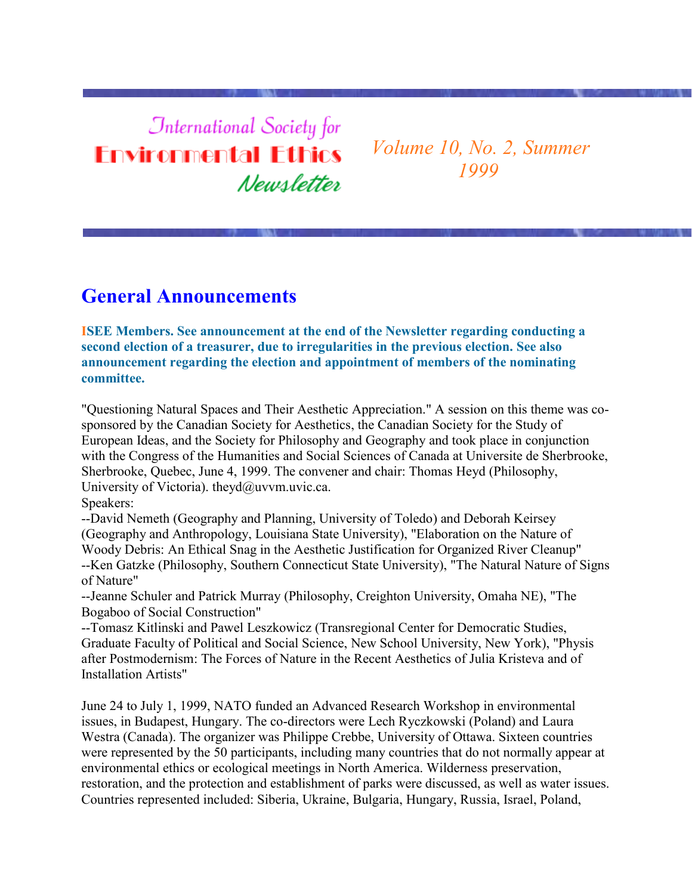# International Society for Environmental Ethics Newsletter

*Volume 10, No. 2, Summer 1999*

## General Announcements

**ISEE Members. See announcement at the end of the Newsletter regarding conducting a second election of a treasurer, due to irregularities in the previous election. See also announcement regarding the election and appointment of members of the nominating committee.**

"Questioning Natural Spaces and Their Aesthetic Appreciation." A session on this theme was co-sponsored by the Canadian Society for Aesthetics, the Canadian Society for the Study of European Ideas, and the Society for Philosophy and Geography and took place in conjunction with the Congress of the Humanities and Social Sciences of Canada at Universite de Sherbrooke, Sherbrooke, Quebec, June 4, 1999. The convener and chair: Thomas Heyd (Philosophy, University of Victoria). theyd@uvvm.uvic.ca.
Speakers:
--David Nemeth (Geography and Planning, University of Toledo) and Deborah Keirsey (Geography and Anthropology, Louisiana State University), "Elaboration on the Nature of Woody Debris: An Ethical Snag in the Aesthetic Justification for Organized River Cleanup"
--Ken Gatzke (Philosophy, Southern Connecticut State University), "The Natural Nature of Signs of Nature"
--Jeanne Schuler and Patrick Murray (Philosophy, Creighton University, Omaha NE), "The Bogaboo of Social Construction"
--Tomasz Kitlinski and Pawel Leszkowicz (Transregional Center for Democratic Studies, Graduate Faculty of Political and Social Science, New School University, New York), "Physis after Postmodernism: The Forces of Nature in the Recent Aesthetics of Julia Kristeva and of Installation Artists"

June 24 to July 1, 1999, NATO funded an Advanced Research Workshop in environmental issues, in Budapest, Hungary. The co-directors were Lech Ryczkowski (Poland) and Laura Westra (Canada). The organizer was Philippe Crebbe, University of Ottawa. Sixteen countries were represented by the 50 participants, including many countries that do not normally appear at environmental ethics or ecological meetings in North America. Wilderness preservation, restoration, and the protection and establishment of parks were discussed, as well as water issues. Countries represented included: Siberia, Ukraine, Bulgaria, Hungary, Russia, Israel, Poland,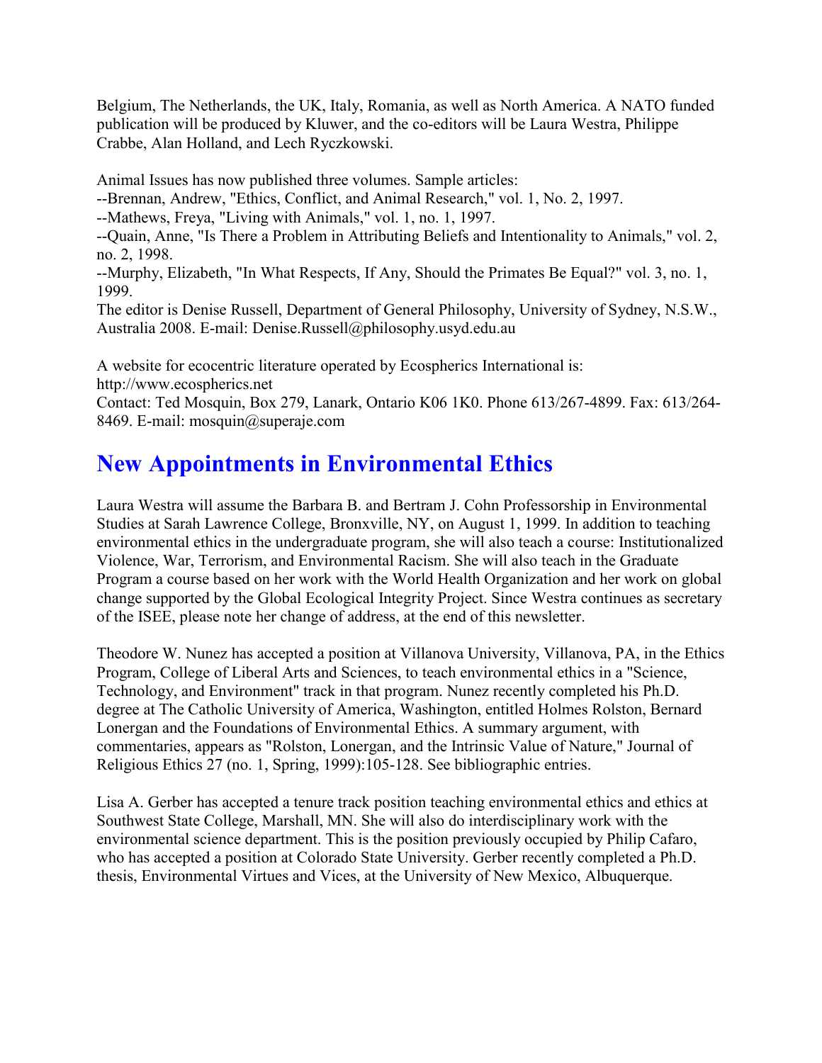Belgium, The Netherlands, the UK, Italy, Romania, as well as North America. A NATO funded publication will be produced by Kluwer, and the co-editors will be Laura Westra, Philippe Crabbe, Alan Holland, and Lech Ryczkowski.

Animal Issues has now published three volumes. Sample articles:
--Brennan, Andrew, "Ethics, Conflict, and Animal Research," vol. 1, No. 2, 1997.
--Mathews, Freya, "Living with Animals," vol. 1, no. 1, 1997.
--Quain, Anne, "Is There a Problem in Attributing Beliefs and Intentionality to Animals," vol. 2, no. 2, 1998.
--Murphy, Elizabeth, "In What Respects, If Any, Should the Primates Be Equal?" vol. 3, no. 1, 1999.
The editor is Denise Russell, Department of General Philosophy, University of Sydney, N.S.W., Australia 2008. E-mail: Denise.Russell@philosophy.usyd.edu.au

A website for ecocentric literature operated by Ecospherics International is:
http://www.ecospherics.net
Contact: Ted Mosquin, Box 279, Lanark, Ontario K06 1K0. Phone 613/267-4899. Fax: 613/264-8469. E-mail: mosquin@superaje.com

## New Appointments in Environmental Ethics

Laura Westra will assume the Barbara B. and Bertram J. Cohn Professorship in Environmental Studies at Sarah Lawrence College, Bronxville, NY, on August 1, 1999. In addition to teaching environmental ethics in the undergraduate program, she will also teach a course: Institutionalized Violence, War, Terrorism, and Environmental Racism. She will also teach in the Graduate Program a course based on her work with the World Health Organization and her work on global change supported by the Global Ecological Integrity Project. Since Westra continues as secretary of the ISEE, please note her change of address, at the end of this newsletter.

Theodore W. Nunez has accepted a position at Villanova University, Villanova, PA, in the Ethics Program, College of Liberal Arts and Sciences, to teach environmental ethics in a "Science, Technology, and Environment" track in that program. Nunez recently completed his Ph.D. degree at The Catholic University of America, Washington, entitled Holmes Rolston, Bernard Lonergan and the Foundations of Environmental Ethics. A summary argument, with commentaries, appears as "Rolston, Lonergan, and the Intrinsic Value of Nature," Journal of Religious Ethics 27 (no. 1, Spring, 1999):105-128. See bibliographic entries.

Lisa A. Gerber has accepted a tenure track position teaching environmental ethics and ethics at Southwest State College, Marshall, MN. She will also do interdisciplinary work with the environmental science department. This is the position previously occupied by Philip Cafaro, who has accepted a position at Colorado State University. Gerber recently completed a Ph.D. thesis, Environmental Virtues and Vices, at the University of New Mexico, Albuquerque.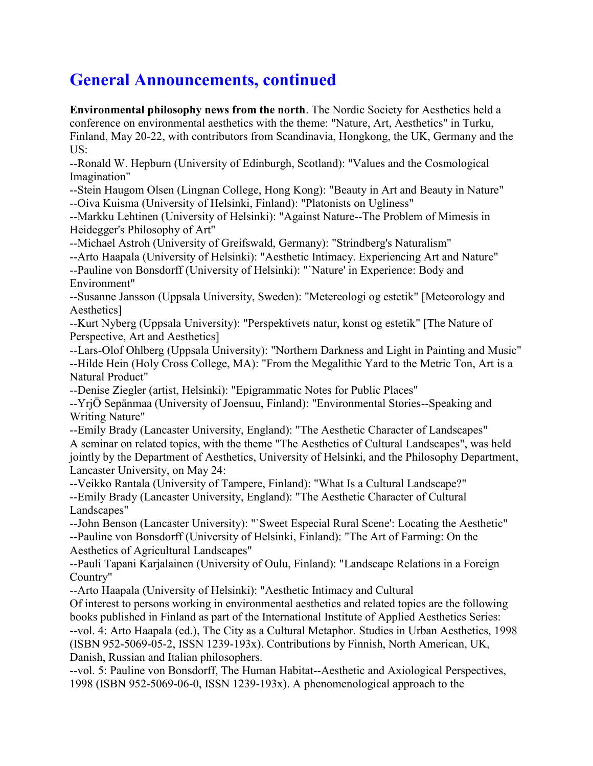# General Announcements, continued

**Environmental philosophy news from the north**. The Nordic Society for Aesthetics held a conference on environmental aesthetics with the theme: "Nature, Art, Aesthetics" in Turku, Finland, May 20-22, with contributors from Scandinavia, Hongkong, the UK, Germany and the US:

--Ronald W. Hepburn (University of Edinburgh, Scotland): "Values and the Cosmological Imagination"
--Stein Haugom Olsen (Lingnan College, Hong Kong): "Beauty in Art and Beauty in Nature"
--Oiva Kuisma (University of Helsinki, Finland): "Platonists on Ugliness"
--Markku Lehtinen (University of Helsinki): "Against Nature--The Problem of Mimesis in Heidegger's Philosophy of Art"
--Michael Astroh (University of Greifswald, Germany): "Strindberg's Naturalism"
--Arto Haapala (University of Helsinki): "Aesthetic Intimacy. Experiencing Art and Nature"
--Pauline von Bonsdorff (University of Helsinki): "`Nature' in Experience: Body and Environment"
--Susanne Jansson (Uppsala University, Sweden): "Metereologi og estetik" [Meteorology and Aesthetics]
--Kurt Nyberg (Uppsala University): "Perspektivets natur, konst og estetik" [The Nature of Perspective, Art and Aesthetics]
--Lars-Olof Ohlberg (Uppsala University): "Northern Darkness and Light in Painting and Music"
--Hilde Hein (Holy Cross College, MA): "From the Megalithic Yard to the Metric Ton, Art is a Natural Product"
--Denise Ziegler (artist, Helsinki): "Epigrammatic Notes for Public Places"
--YrjÖ Sepänmaa (University of Joensuu, Finland): "Environmental Stories--Speaking and Writing Nature"
--Emily Brady (Lancaster University, England): "The Aesthetic Character of Landscapes"

A seminar on related topics, with the theme "The Aesthetics of Cultural Landscapes", was held jointly by the Department of Aesthetics, University of Helsinki, and the Philosophy Department, Lancaster University, on May 24:

--Veikko Rantala (University of Tampere, Finland): "What Is a Cultural Landscape?"
--Emily Brady (Lancaster University, England): "The Aesthetic Character of Cultural Landscapes"
--John Benson (Lancaster University): "`Sweet Especial Rural Scene': Locating the Aesthetic"
--Pauline von Bonsdorff (University of Helsinki, Finland): "The Art of Farming: On the Aesthetics of Agricultural Landscapes"
--Pauli Tapani Karjalainen (University of Oulu, Finland): "Landscape Relations in a Foreign Country"
--Arto Haapala (University of Helsinki): "Aesthetic Intimacy and Cultural

Of interest to persons working in environmental aesthetics and related topics are the following books published in Finland as part of the International Institute of Applied Aesthetics Series:

--vol. 4: Arto Haapala (ed.), The City as a Cultural Metaphor. Studies in Urban Aesthetics, 1998 (ISBN 952-5069-05-2, ISSN 1239-193x). Contributions by Finnish, North American, UK, Danish, Russian and Italian philosophers.
--vol. 5: Pauline von Bonsdorff, The Human Habitat--Aesthetic and Axiological Perspectives, 1998 (ISBN 952-5069-06-0, ISSN 1239-193x). A phenomenological approach to the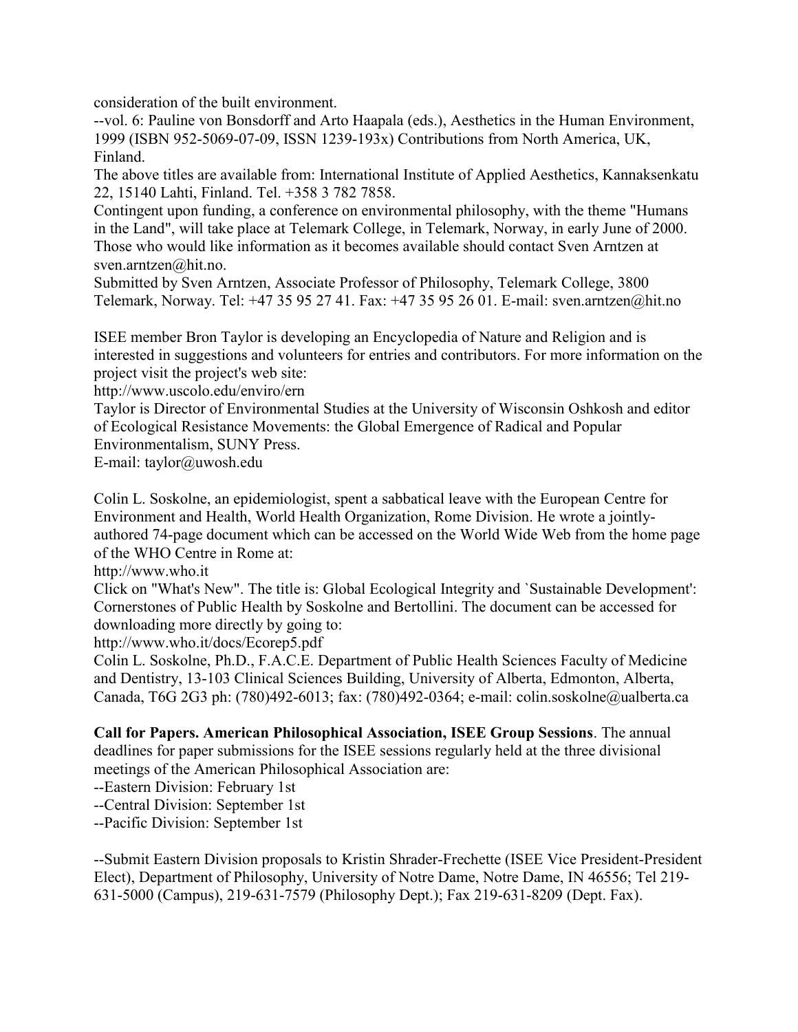consideration of the built environment.

--vol. 6: Pauline von Bonsdorff and Arto Haapala (eds.), Aesthetics in the Human Environment, 1999 (ISBN 952-5069-07-09, ISSN 1239-193x) Contributions from North America, UK, Finland.

The above titles are available from: International Institute of Applied Aesthetics, Kannaksenkatu 22, 15140 Lahti, Finland. Tel. +358 3 782 7858.

Contingent upon funding, a conference on environmental philosophy, with the theme "Humans in the Land", will take place at Telemark College, in Telemark, Norway, in early June of 2000. Those who would like information as it becomes available should contact Sven Arntzen at sven.arntzen@hit.no.

Submitted by Sven Arntzen, Associate Professor of Philosophy, Telemark College, 3800 Telemark, Norway. Tel: +47 35 95 27 41. Fax: +47 35 95 26 01. E-mail: sven.arntzen@hit.no

ISEE member Bron Taylor is developing an Encyclopedia of Nature and Religion and is interested in suggestions and volunteers for entries and contributors. For more information on the project visit the project's web site:

http://www.uscolo.edu/enviro/ern

Taylor is Director of Environmental Studies at the University of Wisconsin Oshkosh and editor of Ecological Resistance Movements: the Global Emergence of Radical and Popular Environmentalism, SUNY Press.

E-mail: taylor@uwosh.edu

Colin L. Soskolne, an epidemiologist, spent a sabbatical leave with the European Centre for Environment and Health, World Health Organization, Rome Division. He wrote a jointly-authored 74-page document which can be accessed on the World Wide Web from the home page of the WHO Centre in Rome at:

http://www.who.it

Click on "What's New". The title is: Global Ecological Integrity and `Sustainable Development': Cornerstones of Public Health by Soskolne and Bertollini. The document can be accessed for downloading more directly by going to:

http://www.who.it/docs/Ecorep5.pdf

Colin L. Soskolne, Ph.D., F.A.C.E. Department of Public Health Sciences Faculty of Medicine and Dentistry, 13-103 Clinical Sciences Building, University of Alberta, Edmonton, Alberta, Canada, T6G 2G3 ph: (780)492-6013; fax: (780)492-0364; e-mail: colin.soskolne@ualberta.ca

**Call for Papers. American Philosophical Association, ISEE Group Sessions**. The annual deadlines for paper submissions for the ISEE sessions regularly held at the three divisional meetings of the American Philosophical Association are:

--Eastern Division: February 1st

--Central Division: September 1st

--Pacific Division: September 1st

--Submit Eastern Division proposals to Kristin Shrader-Frechette (ISEE Vice President-President Elect), Department of Philosophy, University of Notre Dame, Notre Dame, IN 46556; Tel 219-631-5000 (Campus), 219-631-7579 (Philosophy Dept.); Fax 219-631-8209 (Dept. Fax).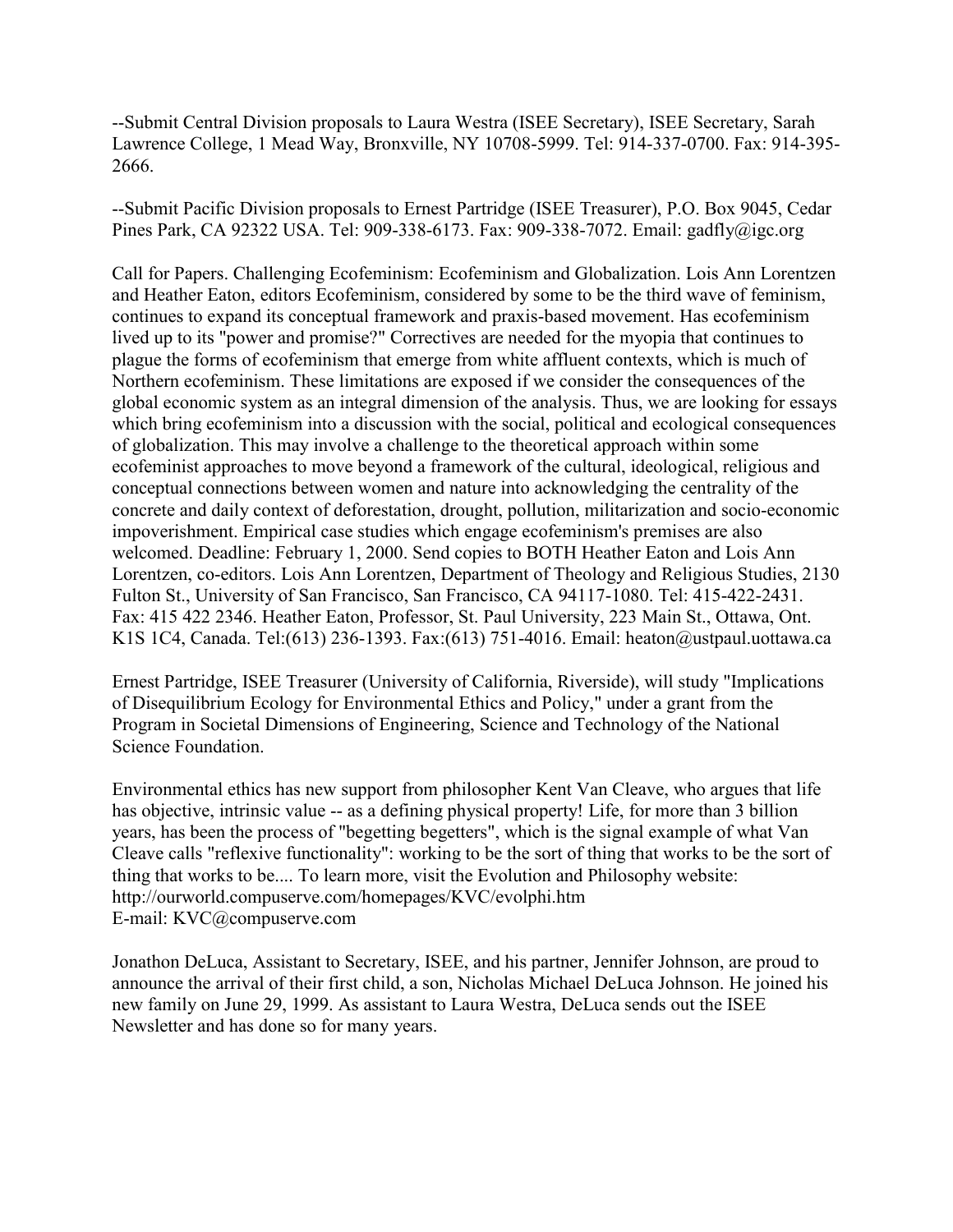--Submit Central Division proposals to Laura Westra (ISEE Secretary), ISEE Secretary, Sarah Lawrence College, 1 Mead Way, Bronxville, NY 10708-5999. Tel: 914-337-0700. Fax: 914-395-2666.

--Submit Pacific Division proposals to Ernest Partridge (ISEE Treasurer), P.O. Box 9045, Cedar Pines Park, CA 92322 USA. Tel: 909-338-6173. Fax: 909-338-7072. Email: gadfly@igc.org

Call for Papers. Challenging Ecofeminism: Ecofeminism and Globalization. Lois Ann Lorentzen and Heather Eaton, editors Ecofeminism, considered by some to be the third wave of feminism, continues to expand its conceptual framework and praxis-based movement. Has ecofeminism lived up to its "power and promise?" Correctives are needed for the myopia that continues to plague the forms of ecofeminism that emerge from white affluent contexts, which is much of Northern ecofeminism. These limitations are exposed if we consider the consequences of the global economic system as an integral dimension of the analysis. Thus, we are looking for essays which bring ecofeminism into a discussion with the social, political and ecological consequences of globalization. This may involve a challenge to the theoretical approach within some ecofeminist approaches to move beyond a framework of the cultural, ideological, religious and conceptual connections between women and nature into acknowledging the centrality of the concrete and daily context of deforestation, drought, pollution, militarization and socio-economic impoverishment. Empirical case studies which engage ecofeminism's premises are also welcomed. Deadline: February 1, 2000. Send copies to BOTH Heather Eaton and Lois Ann Lorentzen, co-editors. Lois Ann Lorentzen, Department of Theology and Religious Studies, 2130 Fulton St., University of San Francisco, San Francisco, CA 94117-1080. Tel: 415-422-2431. Fax: 415 422 2346. Heather Eaton, Professor, St. Paul University, 223 Main St., Ottawa, Ont. K1S 1C4, Canada. Tel:(613) 236-1393. Fax:(613) 751-4016. Email: heaton@ustpaul.uottawa.ca

Ernest Partridge, ISEE Treasurer (University of California, Riverside), will study "Implications of Disequilibrium Ecology for Environmental Ethics and Policy," under a grant from the Program in Societal Dimensions of Engineering, Science and Technology of the National Science Foundation.

Environmental ethics has new support from philosopher Kent Van Cleave, who argues that life has objective, intrinsic value -- as a defining physical property! Life, for more than 3 billion years, has been the process of "begetting begetters", which is the signal example of what Van Cleave calls "reflexive functionality": working to be the sort of thing that works to be the sort of thing that works to be.... To learn more, visit the Evolution and Philosophy website: http://ourworld.compuserve.com/homepages/KVC/evolphi.htm
E-mail: KVC@compuserve.com

Jonathon DeLuca, Assistant to Secretary, ISEE, and his partner, Jennifer Johnson, are proud to announce the arrival of their first child, a son, Nicholas Michael DeLuca Johnson. He joined his new family on June 29, 1999. As assistant to Laura Westra, DeLuca sends out the ISEE Newsletter and has done so for many years.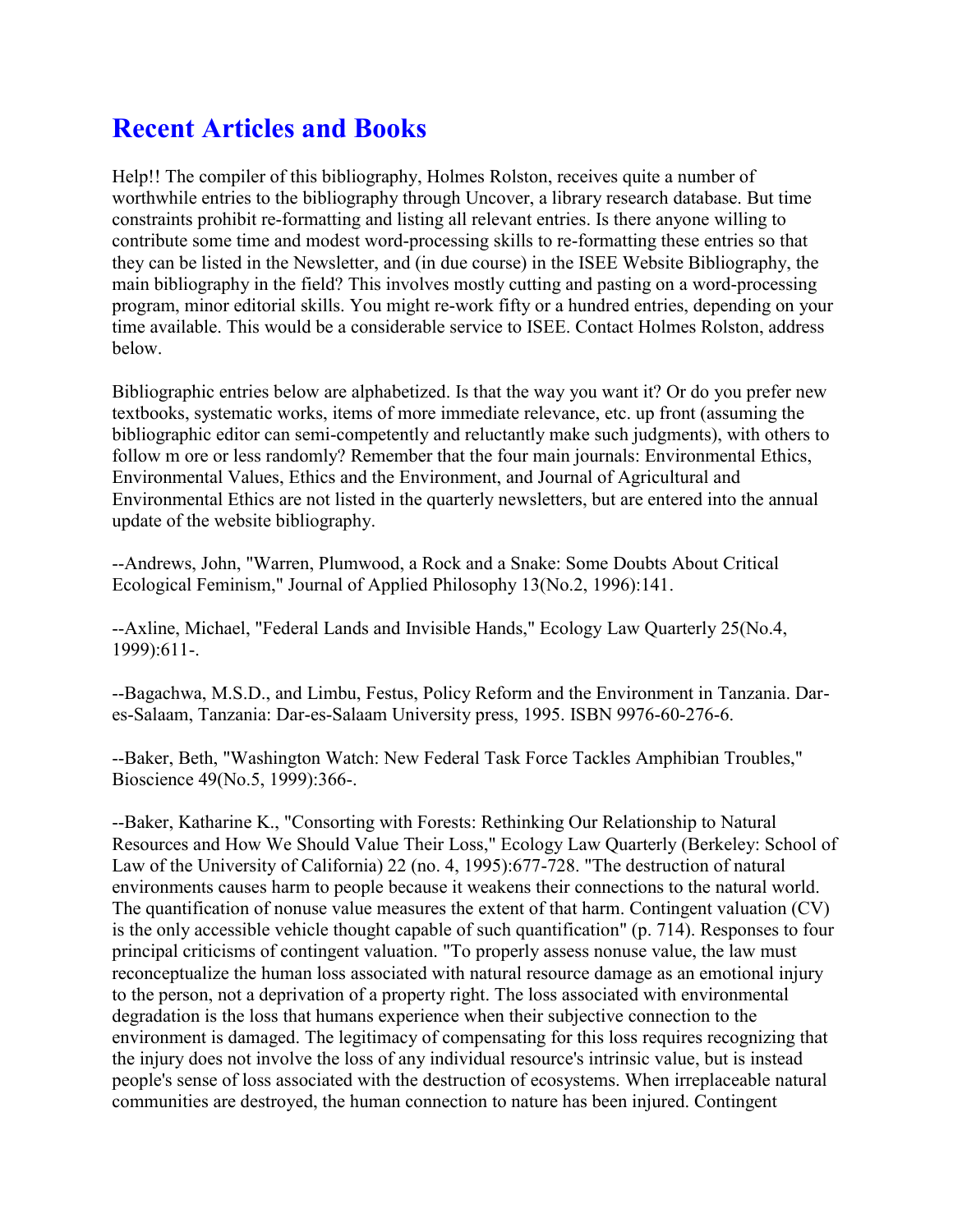# Recent Articles and Books

Help!! The compiler of this bibliography, Holmes Rolston, receives quite a number of worthwhile entries to the bibliography through Uncover, a library research database. But time constraints prohibit re-formatting and listing all relevant entries. Is there anyone willing to contribute some time and modest word-processing skills to re-formatting these entries so that they can be listed in the Newsletter, and (in due course) in the ISEE Website Bibliography, the main bibliography in the field? This involves mostly cutting and pasting on a word-processing program, minor editorial skills. You might re-work fifty or a hundred entries, depending on your time available. This would be a considerable service to ISEE. Contact Holmes Rolston, address below.

Bibliographic entries below are alphabetized. Is that the way you want it? Or do you prefer new textbooks, systematic works, items of more immediate relevance, etc. up front (assuming the bibliographic editor can semi-competently and reluctantly make such judgments), with others to follow m ore or less randomly? Remember that the four main journals: Environmental Ethics, Environmental Values, Ethics and the Environment, and Journal of Agricultural and Environmental Ethics are not listed in the quarterly newsletters, but are entered into the annual update of the website bibliography.

--Andrews, John, "Warren, Plumwood, a Rock and a Snake: Some Doubts About Critical Ecological Feminism," Journal of Applied Philosophy 13(No.2, 1996):141.

--Axline, Michael, "Federal Lands and Invisible Hands," Ecology Law Quarterly 25(No.4, 1999):611-.

--Bagachwa, M.S.D., and Limbu, Festus, Policy Reform and the Environment in Tanzania. Dar-es-Salaam, Tanzania: Dar-es-Salaam University press, 1995. ISBN 9976-60-276-6.

--Baker, Beth, "Washington Watch: New Federal Task Force Tackles Amphibian Troubles," Bioscience 49(No.5, 1999):366-.

--Baker, Katharine K., "Consorting with Forests: Rethinking Our Relationship to Natural Resources and How We Should Value Their Loss," Ecology Law Quarterly (Berkeley: School of Law of the University of California) 22 (no. 4, 1995):677-728. "The destruction of natural environments causes harm to people because it weakens their connections to the natural world. The quantification of nonuse value measures the extent of that harm. Contingent valuation (CV) is the only accessible vehicle thought capable of such quantification" (p. 714). Responses to four principal criticisms of contingent valuation. "To properly assess nonuse value, the law must reconceptualize the human loss associated with natural resource damage as an emotional injury to the person, not a deprivation of a property right. The loss associated with environmental degradation is the loss that humans experience when their subjective connection to the environment is damaged. The legitimacy of compensating for this loss requires recognizing that the injury does not involve the loss of any individual resource's intrinsic value, but is instead people's sense of loss associated with the destruction of ecosystems. When irreplaceable natural communities are destroyed, the human connection to nature has been injured. Contingent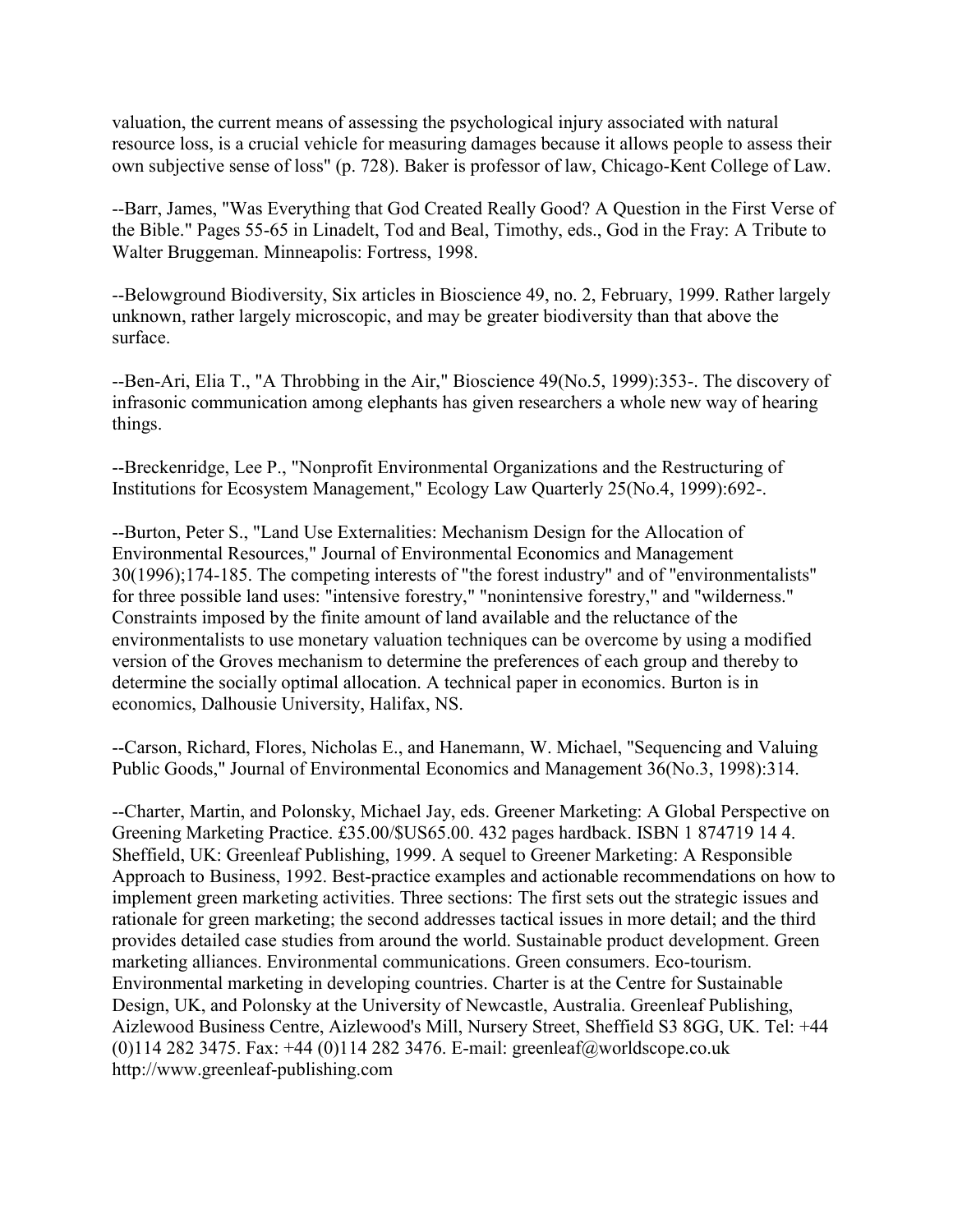valuation, the current means of assessing the psychological injury associated with natural resource loss, is a crucial vehicle for measuring damages because it allows people to assess their own subjective sense of loss" (p. 728). Baker is professor of law, Chicago-Kent College of Law.

--Barr, James, "Was Everything that God Created Really Good? A Question in the First Verse of the Bible." Pages 55-65 in Linadelt, Tod and Beal, Timothy, eds., God in the Fray: A Tribute to Walter Bruggeman. Minneapolis: Fortress, 1998.

--Belowground Biodiversity, Six articles in Bioscience 49, no. 2, February, 1999. Rather largely unknown, rather largely microscopic, and may be greater biodiversity than that above the surface.

--Ben-Ari, Elia T., "A Throbbing in the Air," Bioscience 49(No.5, 1999):353-. The discovery of infrasonic communication among elephants has given researchers a whole new way of hearing things.

--Breckenridge, Lee P., "Nonprofit Environmental Organizations and the Restructuring of Institutions for Ecosystem Management," Ecology Law Quarterly 25(No.4, 1999):692-.

--Burton, Peter S., "Land Use Externalities: Mechanism Design for the Allocation of Environmental Resources," Journal of Environmental Economics and Management 30(1996);174-185. The competing interests of "the forest industry" and of "environmentalists" for three possible land uses: "intensive forestry," "nonintensive forestry," and "wilderness." Constraints imposed by the finite amount of land available and the reluctance of the environmentalists to use monetary valuation techniques can be overcome by using a modified version of the Groves mechanism to determine the preferences of each group and thereby to determine the socially optimal allocation. A technical paper in economics. Burton is in economics, Dalhousie University, Halifax, NS.

--Carson, Richard, Flores, Nicholas E., and Hanemann, W. Michael, "Sequencing and Valuing Public Goods," Journal of Environmental Economics and Management 36(No.3, 1998):314.

--Charter, Martin, and Polonsky, Michael Jay, eds. Greener Marketing: A Global Perspective on Greening Marketing Practice. £35.00/$US65.00. 432 pages hardback. ISBN 1 874719 14 4. Sheffield, UK: Greenleaf Publishing, 1999. A sequel to Greener Marketing: A Responsible Approach to Business, 1992. Best-practice examples and actionable recommendations on how to implement green marketing activities. Three sections: The first sets out the strategic issues and rationale for green marketing; the second addresses tactical issues in more detail; and the third provides detailed case studies from around the world. Sustainable product development. Green marketing alliances. Environmental communications. Green consumers. Eco-tourism. Environmental marketing in developing countries. Charter is at the Centre for Sustainable Design, UK, and Polonsky at the University of Newcastle, Australia. Greenleaf Publishing, Aizlewood Business Centre, Aizlewood's Mill, Nursery Street, Sheffield S3 8GG, UK. Tel: +44 (0)114 282 3475. Fax: +44 (0)114 282 3476. E-mail: greenleaf@worldscope.co.uk http://www.greenleaf-publishing.com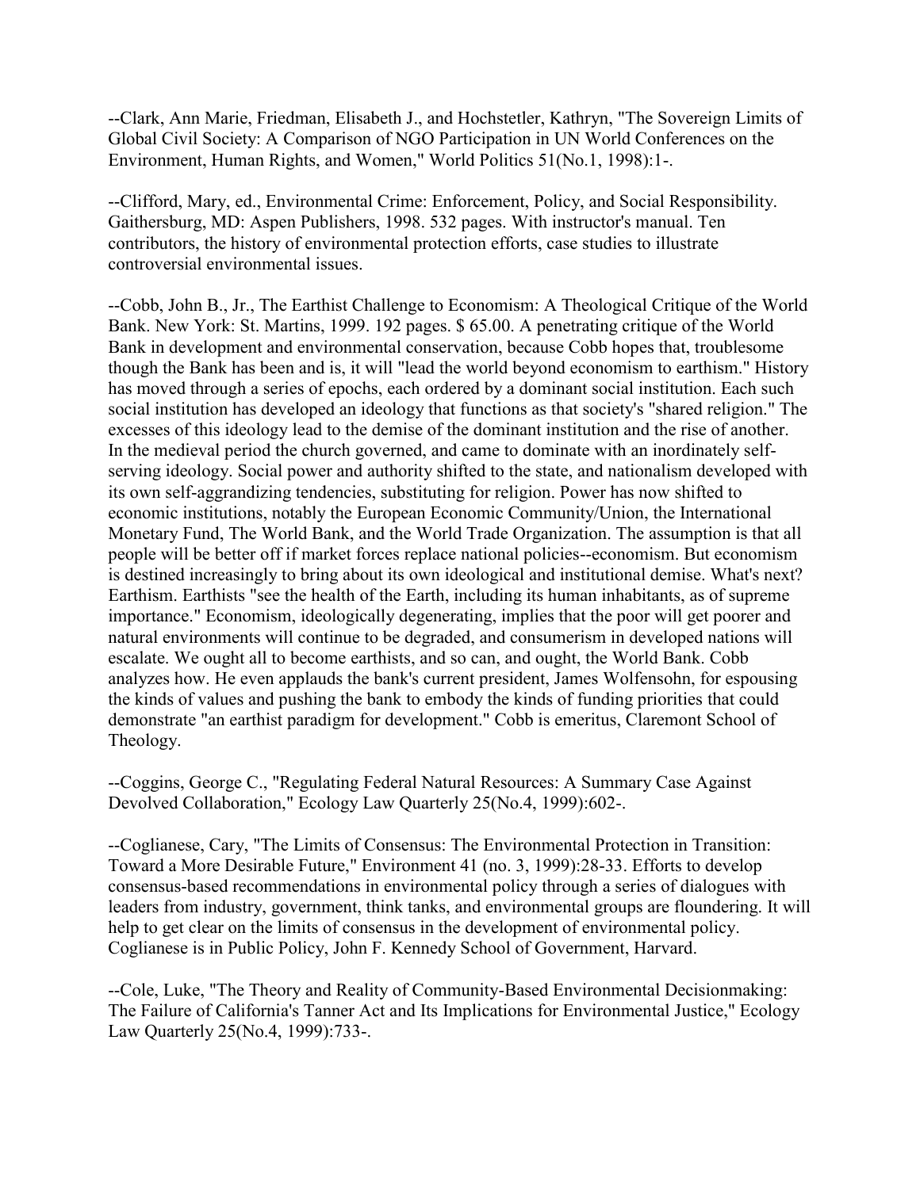--Clark, Ann Marie, Friedman, Elisabeth J., and Hochstetler, Kathryn, "The Sovereign Limits of Global Civil Society: A Comparison of NGO Participation in UN World Conferences on the Environment, Human Rights, and Women," World Politics 51(No.1, 1998):1-.

--Clifford, Mary, ed., Environmental Crime: Enforcement, Policy, and Social Responsibility. Gaithersburg, MD: Aspen Publishers, 1998. 532 pages. With instructor's manual. Ten contributors, the history of environmental protection efforts, case studies to illustrate controversial environmental issues.

--Cobb, John B., Jr., The Earthist Challenge to Economism: A Theological Critique of the World Bank. New York: St. Martins, 1999. 192 pages. $ 65.00. A penetrating critique of the World Bank in development and environmental conservation, because Cobb hopes that, troublesome though the Bank has been and is, it will "lead the world beyond economism to earthism." History has moved through a series of epochs, each ordered by a dominant social institution. Each such social institution has developed an ideology that functions as that society's "shared religion." The excesses of this ideology lead to the demise of the dominant institution and the rise of another. In the medieval period the church governed, and came to dominate with an inordinately self-serving ideology. Social power and authority shifted to the state, and nationalism developed with its own self-aggrandizing tendencies, substituting for religion. Power has now shifted to economic institutions, notably the European Economic Community/Union, the International Monetary Fund, The World Bank, and the World Trade Organization. The assumption is that all people will be better off if market forces replace national policies--economism. But economism is destined increasingly to bring about its own ideological and institutional demise. What's next? Earthism. Earthists "see the health of the Earth, including its human inhabitants, as of supreme importance." Economism, ideologically degenerating, implies that the poor will get poorer and natural environments will continue to be degraded, and consumerism in developed nations will escalate. We ought all to become earthists, and so can, and ought, the World Bank. Cobb analyzes how. He even applauds the bank's current president, James Wolfensohn, for espousing the kinds of values and pushing the bank to embody the kinds of funding priorities that could demonstrate "an earthist paradigm for development." Cobb is emeritus, Claremont School of Theology.

--Coggins, George C., "Regulating Federal Natural Resources: A Summary Case Against Devolved Collaboration," Ecology Law Quarterly 25(No.4, 1999):602-.

--Coglianese, Cary, "The Limits of Consensus: The Environmental Protection in Transition: Toward a More Desirable Future," Environment 41 (no. 3, 1999):28-33. Efforts to develop consensus-based recommendations in environmental policy through a series of dialogues with leaders from industry, government, think tanks, and environmental groups are floundering. It will help to get clear on the limits of consensus in the development of environmental policy. Coglianese is in Public Policy, John F. Kennedy School of Government, Harvard.

--Cole, Luke, "The Theory and Reality of Community-Based Environmental Decisionmaking: The Failure of California's Tanner Act and Its Implications for Environmental Justice," Ecology Law Quarterly 25(No.4, 1999):733-.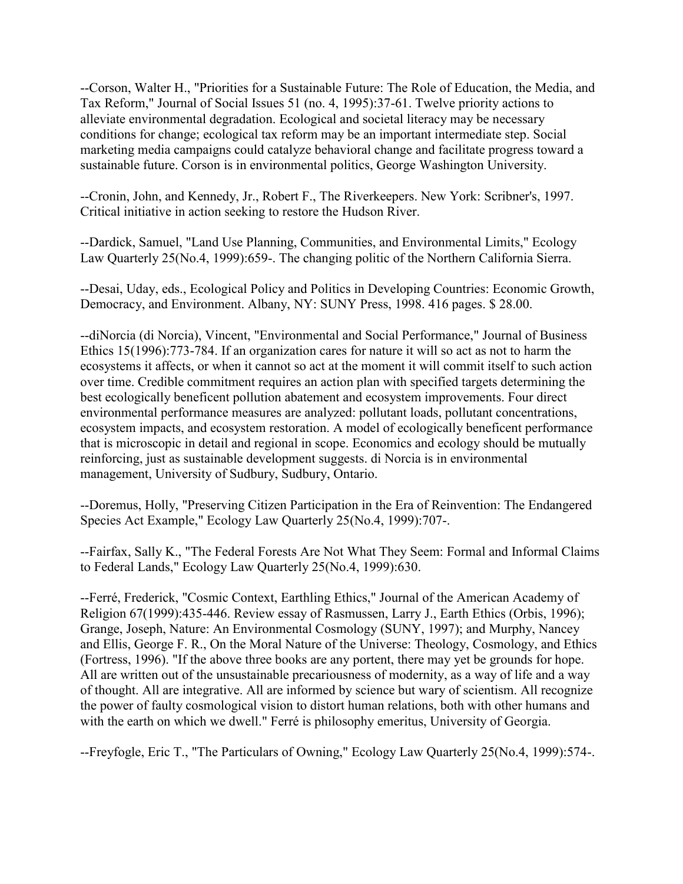--Corson, Walter H., "Priorities for a Sustainable Future: The Role of Education, the Media, and Tax Reform," Journal of Social Issues 51 (no. 4, 1995):37-61. Twelve priority actions to alleviate environmental degradation. Ecological and societal literacy may be necessary conditions for change; ecological tax reform may be an important intermediate step. Social marketing media campaigns could catalyze behavioral change and facilitate progress toward a sustainable future. Corson is in environmental politics, George Washington University.

--Cronin, John, and Kennedy, Jr., Robert F., The Riverkeepers. New York: Scribner's, 1997. Critical initiative in action seeking to restore the Hudson River.

--Dardick, Samuel, "Land Use Planning, Communities, and Environmental Limits," Ecology Law Quarterly 25(No.4, 1999):659-. The changing politic of the Northern California Sierra.

--Desai, Uday, eds., Ecological Policy and Politics in Developing Countries: Economic Growth, Democracy, and Environment. Albany, NY: SUNY Press, 1998. 416 pages. $ 28.00.

--diNorcia (di Norcia), Vincent, "Environmental and Social Performance," Journal of Business Ethics 15(1996):773-784. If an organization cares for nature it will so act as not to harm the ecosystems it affects, or when it cannot so act at the moment it will commit itself to such action over time. Credible commitment requires an action plan with specified targets determining the best ecologically beneficent pollution abatement and ecosystem improvements. Four direct environmental performance measures are analyzed: pollutant loads, pollutant concentrations, ecosystem impacts, and ecosystem restoration. A model of ecologically beneficent performance that is microscopic in detail and regional in scope. Economics and ecology should be mutually reinforcing, just as sustainable development suggests. di Norcia is in environmental management, University of Sudbury, Sudbury, Ontario.

--Doremus, Holly, "Preserving Citizen Participation in the Era of Reinvention: The Endangered Species Act Example," Ecology Law Quarterly 25(No.4, 1999):707-.

--Fairfax, Sally K., "The Federal Forests Are Not What They Seem: Formal and Informal Claims to Federal Lands," Ecology Law Quarterly 25(No.4, 1999):630.

--Ferré, Frederick, "Cosmic Context, Earthling Ethics," Journal of the American Academy of Religion 67(1999):435-446. Review essay of Rasmussen, Larry J., Earth Ethics (Orbis, 1996); Grange, Joseph, Nature: An Environmental Cosmology (SUNY, 1997); and Murphy, Nancey and Ellis, George F. R., On the Moral Nature of the Universe: Theology, Cosmology, and Ethics (Fortress, 1996). "If the above three books are any portent, there may yet be grounds for hope. All are written out of the unsustainable precariousness of modernity, as a way of life and a way of thought. All are integrative. All are informed by science but wary of scientism. All recognize the power of faulty cosmological vision to distort human relations, both with other humans and with the earth on which we dwell." Ferré is philosophy emeritus, University of Georgia.

--Freyfogle, Eric T., "The Particulars of Owning," Ecology Law Quarterly 25(No.4, 1999):574-.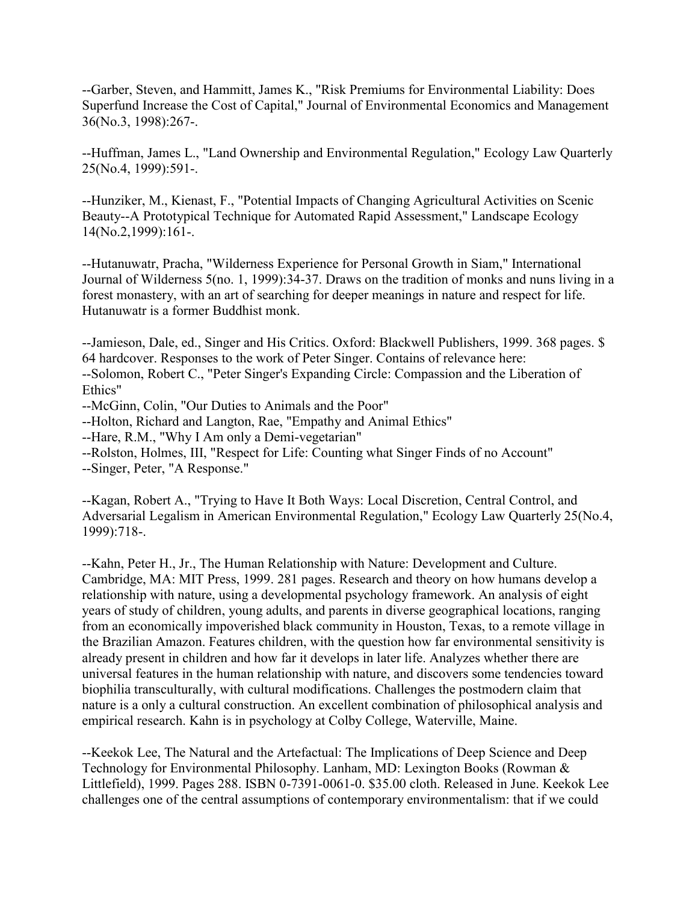--Garber, Steven, and Hammitt, James K., "Risk Premiums for Environmental Liability: Does Superfund Increase the Cost of Capital," Journal of Environmental Economics and Management 36(No.3, 1998):267-.

--Huffman, James L., "Land Ownership and Environmental Regulation," Ecology Law Quarterly 25(No.4, 1999):591-.

--Hunziker, M., Kienast, F., "Potential Impacts of Changing Agricultural Activities on Scenic Beauty--A Prototypical Technique for Automated Rapid Assessment," Landscape Ecology 14(No.2,1999):161-.

--Hutanuwatr, Pracha, "Wilderness Experience for Personal Growth in Siam," International Journal of Wilderness 5(no. 1, 1999):34-37. Draws on the tradition of monks and nuns living in a forest monastery, with an art of searching for deeper meanings in nature and respect for life. Hutanuwatr is a former Buddhist monk.

--Jamieson, Dale, ed., Singer and His Critics. Oxford: Blackwell Publishers, 1999. 368 pages. $ 64 hardcover. Responses to the work of Peter Singer. Contains of relevance here:
--Solomon, Robert C., "Peter Singer's Expanding Circle: Compassion and the Liberation of Ethics"
--McGinn, Colin, "Our Duties to Animals and the Poor"
--Holton, Richard and Langton, Rae, "Empathy and Animal Ethics"
--Hare, R.M., "Why I Am only a Demi-vegetarian"
--Rolston, Holmes, III, "Respect for Life: Counting what Singer Finds of no Account"
--Singer, Peter, "A Response."

--Kagan, Robert A., "Trying to Have It Both Ways: Local Discretion, Central Control, and Adversarial Legalism in American Environmental Regulation," Ecology Law Quarterly 25(No.4, 1999):718-.

--Kahn, Peter H., Jr., The Human Relationship with Nature: Development and Culture. Cambridge, MA: MIT Press, 1999. 281 pages. Research and theory on how humans develop a relationship with nature, using a developmental psychology framework. An analysis of eight years of study of children, young adults, and parents in diverse geographical locations, ranging from an economically impoverished black community in Houston, Texas, to a remote village in the Brazilian Amazon. Features children, with the question how far environmental sensitivity is already present in children and how far it develops in later life. Analyzes whether there are universal features in the human relationship with nature, and discovers some tendencies toward biophilia transculturally, with cultural modifications. Challenges the postmodern claim that nature is a only a cultural construction. An excellent combination of philosophical analysis and empirical research. Kahn is in psychology at Colby College, Waterville, Maine.

--Keekok Lee, The Natural and the Artefactual: The Implications of Deep Science and Deep Technology for Environmental Philosophy. Lanham, MD: Lexington Books (Rowman & Littlefield), 1999. Pages 288. ISBN 0-7391-0061-0. $35.00 cloth. Released in June. Keekok Lee challenges one of the central assumptions of contemporary environmentalism: that if we could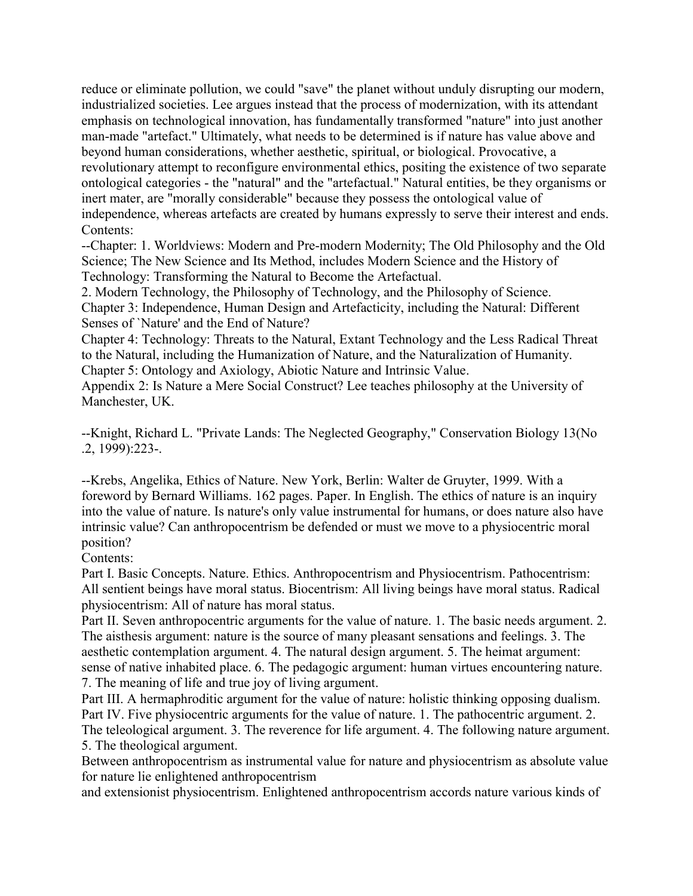reduce or eliminate pollution, we could "save" the planet without unduly disrupting our modern, industrialized societies. Lee argues instead that the process of modernization, with its attendant emphasis on technological innovation, has fundamentally transformed "nature" into just another man-made "artefact." Ultimately, what needs to be determined is if nature has value above and beyond human considerations, whether aesthetic, spiritual, or biological. Provocative, a revolutionary attempt to reconfigure environmental ethics, positing the existence of two separate ontological categories - the "natural" and the "artefactual." Natural entities, be they organisms or inert mater, are "morally considerable" because they possess the ontological value of independence, whereas artefacts are created by humans expressly to serve their interest and ends.
Contents:
--Chapter: 1. Worldviews: Modern and Pre-modern Modernity; The Old Philosophy and the Old Science; The New Science and Its Method, includes Modern Science and the History of Technology: Transforming the Natural to Become the Artefactual.
2. Modern Technology, the Philosophy of Technology, and the Philosophy of Science.
Chapter 3: Independence, Human Design and Artefacticity, including the Natural: Different Senses of `Nature' and the End of Nature?
Chapter 4: Technology: Threats to the Natural, Extant Technology and the Less Radical Threat to the Natural, including the Humanization of Nature, and the Naturalization of Humanity.
Chapter 5: Ontology and Axiology, Abiotic Nature and Intrinsic Value.
Appendix 2: Is Nature a Mere Social Construct? Lee teaches philosophy at the University of Manchester, UK.

--Knight, Richard L. "Private Lands: The Neglected Geography," Conservation Biology 13(No .2, 1999):223-.

--Krebs, Angelika, Ethics of Nature. New York, Berlin: Walter de Gruyter, 1999. With a foreword by Bernard Williams. 162 pages. Paper. In English. The ethics of nature is an inquiry into the value of nature. Is nature's only value instrumental for humans, or does nature also have intrinsic value? Can anthropocentrism be defended or must we move to a physiocentric moral position?
Contents:
Part I. Basic Concepts. Nature. Ethics. Anthropocentrism and Physiocentrism. Pathocentrism: All sentient beings have moral status. Biocentrism: All living beings have moral status. Radical physiocentrism: All of nature has moral status.
Part II. Seven anthropocentric arguments for the value of nature. 1. The basic needs argument. 2. The aisthesis argument: nature is the source of many pleasant sensations and feelings. 3. The aesthetic contemplation argument. 4. The natural design argument. 5. The heimat argument: sense of native inhabited place. 6. The pedagogic argument: human virtues encountering nature. 7. The meaning of life and true joy of living argument.
Part III. A hermaphroditic argument for the value of nature: holistic thinking opposing dualism.
Part IV. Five physiocentric arguments for the value of nature. 1. The pathocentric argument. 2. The teleological argument. 3. The reverence for life argument. 4. The following nature argument. 5. The theological argument.
Between anthropocentrism as instrumental value for nature and physiocentrism as absolute value for nature lie enlightened anthropocentrism
and extensionist physiocentrism. Enlightened anthropocentrism accords nature various kinds of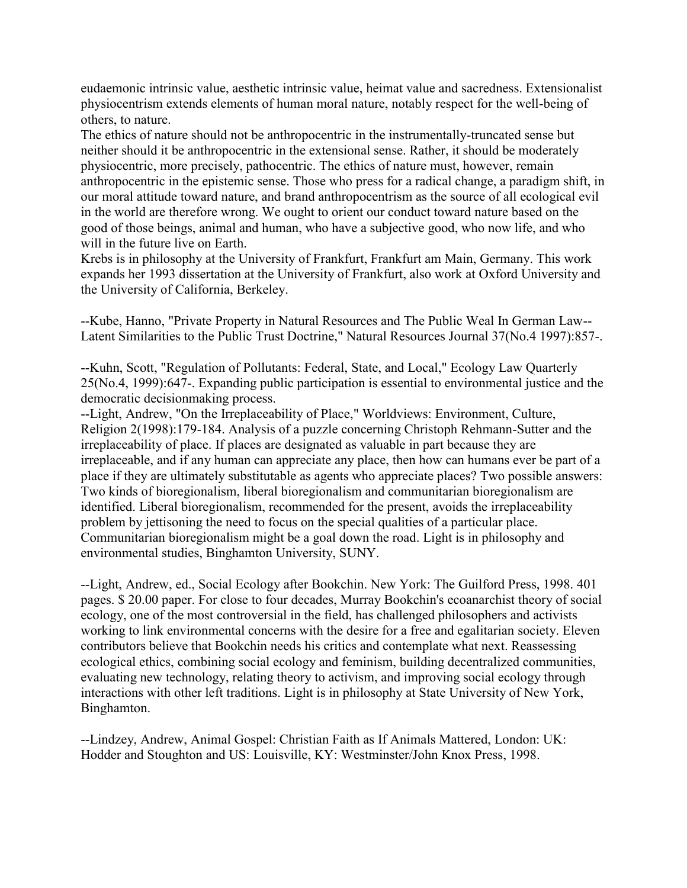eudaemonic intrinsic value, aesthetic intrinsic value, heimat value and sacredness. Extensionalist physiocentrism extends elements of human moral nature, notably respect for the well-being of others, to nature.

The ethics of nature should not be anthropocentric in the instrumentally-truncated sense but neither should it be anthropocentric in the extensional sense. Rather, it should be moderately physiocentric, more precisely, pathocentric. The ethics of nature must, however, remain anthropocentric in the epistemic sense. Those who press for a radical change, a paradigm shift, in our moral attitude toward nature, and brand anthropocentrism as the source of all ecological evil in the world are therefore wrong. We ought to orient our conduct toward nature based on the good of those beings, animal and human, who have a subjective good, who now life, and who will in the future live on Earth.

Krebs is in philosophy at the University of Frankfurt, Frankfurt am Main, Germany. This work expands her 1993 dissertation at the University of Frankfurt, also work at Oxford University and the University of California, Berkeley.

--Kube, Hanno, "Private Property in Natural Resources and The Public Weal In German Law--Latent Similarities to the Public Trust Doctrine," Natural Resources Journal 37(No.4 1997):857-.

--Kuhn, Scott, "Regulation of Pollutants: Federal, State, and Local," Ecology Law Quarterly 25(No.4, 1999):647-. Expanding public participation is essential to environmental justice and the democratic decisionmaking process.

--Light, Andrew, "On the Irreplaceability of Place," Worldviews: Environment, Culture, Religion 2(1998):179-184. Analysis of a puzzle concerning Christoph Rehmann-Sutter and the irreplaceability of place. If places are designated as valuable in part because they are irreplaceable, and if any human can appreciate any place, then how can humans ever be part of a place if they are ultimately substitutable as agents who appreciate places? Two possible answers: Two kinds of bioregionalism, liberal bioregionalism and communitarian bioregionalism are identified. Liberal bioregionalism, recommended for the present, avoids the irreplaceability problem by jettisoning the need to focus on the special qualities of a particular place. Communitarian bioregionalism might be a goal down the road. Light is in philosophy and environmental studies, Binghamton University, SUNY.

--Light, Andrew, ed., Social Ecology after Bookchin. New York: The Guilford Press, 1998. 401 pages. $ 20.00 paper. For close to four decades, Murray Bookchin's ecoanarchist theory of social ecology, one of the most controversial in the field, has challenged philosophers and activists working to link environmental concerns with the desire for a free and egalitarian society. Eleven contributors believe that Bookchin needs his critics and contemplate what next. Reassessing ecological ethics, combining social ecology and feminism, building decentralized communities, evaluating new technology, relating theory to activism, and improving social ecology through interactions with other left traditions. Light is in philosophy at State University of New York, Binghamton.

--Lindzey, Andrew, Animal Gospel: Christian Faith as If Animals Mattered, London: UK: Hodder and Stoughton and US: Louisville, KY: Westminster/John Knox Press, 1998.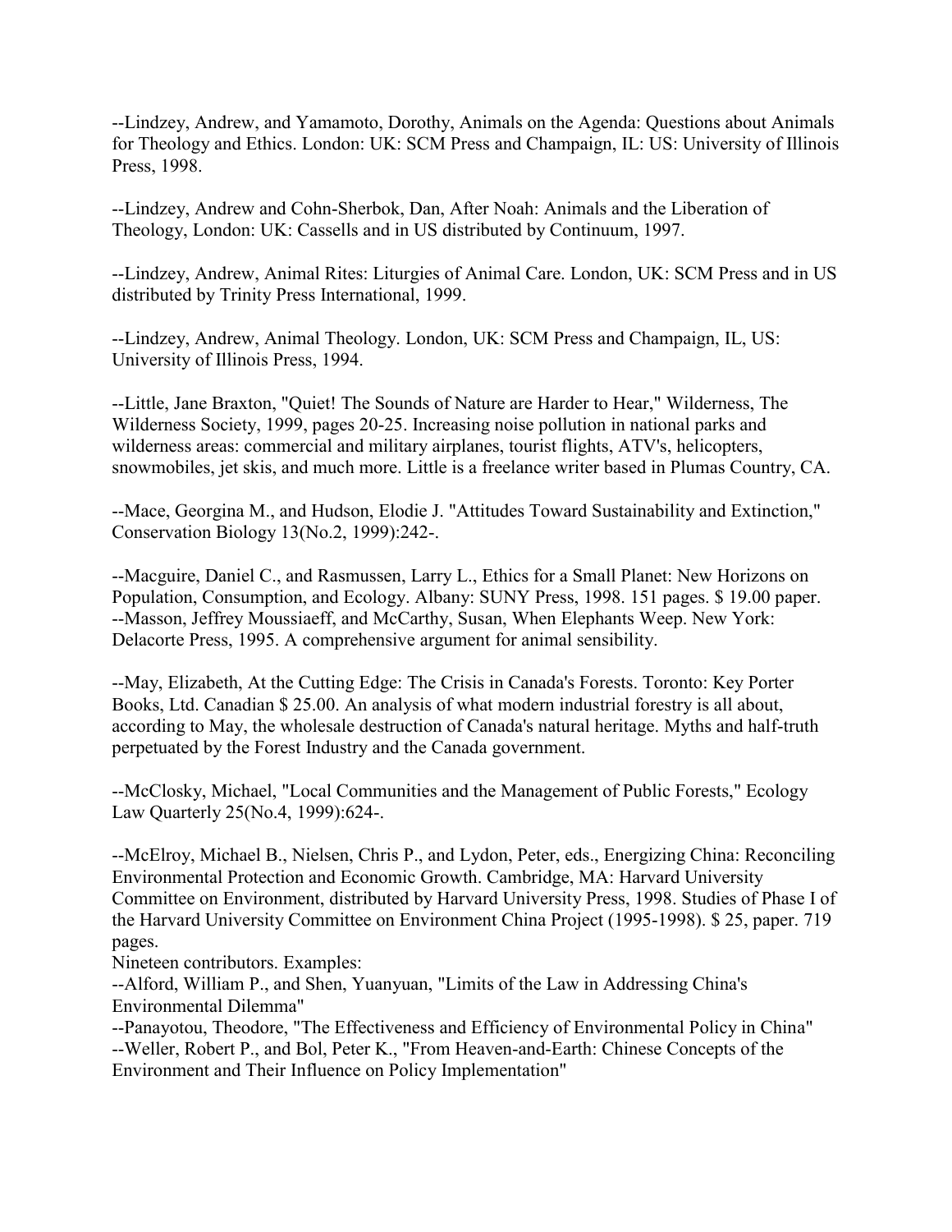--Lindzey, Andrew, and Yamamoto, Dorothy, Animals on the Agenda: Questions about Animals for Theology and Ethics. London: UK: SCM Press and Champaign, IL: US: University of Illinois Press, 1998.

--Lindzey, Andrew and Cohn-Sherbok, Dan, After Noah: Animals and the Liberation of Theology, London: UK: Cassells and in US distributed by Continuum, 1997.

--Lindzey, Andrew, Animal Rites: Liturgies of Animal Care. London, UK: SCM Press and in US distributed by Trinity Press International, 1999.

--Lindzey, Andrew, Animal Theology. London, UK: SCM Press and Champaign, IL, US: University of Illinois Press, 1994.

--Little, Jane Braxton, "Quiet! The Sounds of Nature are Harder to Hear," Wilderness, The Wilderness Society, 1999, pages 20-25. Increasing noise pollution in national parks and wilderness areas: commercial and military airplanes, tourist flights, ATV's, helicopters, snowmobiles, jet skis, and much more. Little is a freelance writer based in Plumas Country, CA.

--Mace, Georgina M., and Hudson, Elodie J. "Attitudes Toward Sustainability and Extinction," Conservation Biology 13(No.2, 1999):242-.

--Macguire, Daniel C., and Rasmussen, Larry L., Ethics for a Small Planet: New Horizons on Population, Consumption, and Ecology. Albany: SUNY Press, 1998. 151 pages. $ 19.00 paper.
--Masson, Jeffrey Moussiaeff, and McCarthy, Susan, When Elephants Weep. New York: Delacorte Press, 1995. A comprehensive argument for animal sensibility.

--May, Elizabeth, At the Cutting Edge: The Crisis in Canada's Forests. Toronto: Key Porter Books, Ltd. Canadian $ 25.00. An analysis of what modern industrial forestry is all about, according to May, the wholesale destruction of Canada's natural heritage. Myths and half-truth perpetuated by the Forest Industry and the Canada government.

--McClosky, Michael, "Local Communities and the Management of Public Forests," Ecology Law Quarterly 25(No.4, 1999):624-.

--McElroy, Michael B., Nielsen, Chris P., and Lydon, Peter, eds., Energizing China: Reconciling Environmental Protection and Economic Growth. Cambridge, MA: Harvard University Committee on Environment, distributed by Harvard University Press, 1998. Studies of Phase I of the Harvard University Committee on Environment China Project (1995-1998). $ 25, paper. 719 pages.
Nineteen contributors. Examples:
--Alford, William P., and Shen, Yuanyuan, "Limits of the Law in Addressing China's Environmental Dilemma"
--Panayotou, Theodore, "The Effectiveness and Efficiency of Environmental Policy in China"
--Weller, Robert P., and Bol, Peter K., "From Heaven-and-Earth: Chinese Concepts of the Environment and Their Influence on Policy Implementation"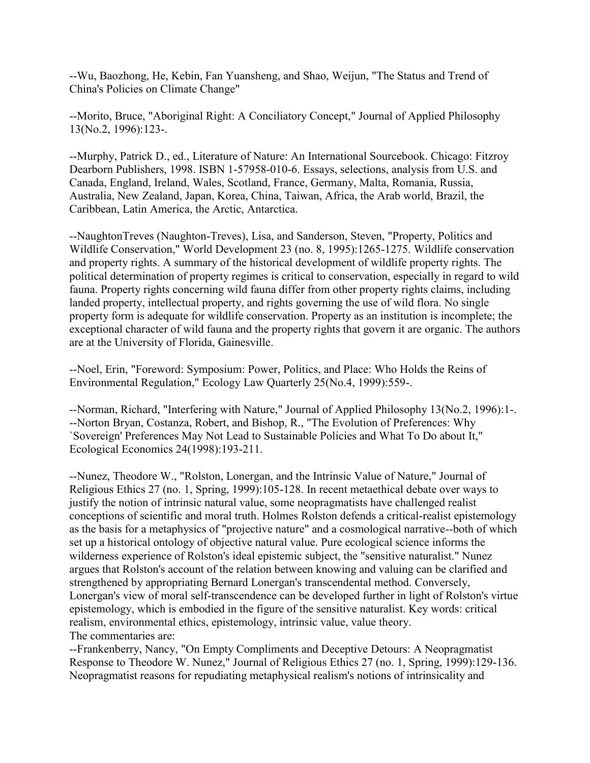--Wu, Baozhong, He, Kebin, Fan Yuansheng, and Shao, Weijun, "The Status and Trend of China's Policies on Climate Change"

--Morito, Bruce, "Aboriginal Right: A Conciliatory Concept," Journal of Applied Philosophy 13(No.2, 1996):123-.

--Murphy, Patrick D., ed., Literature of Nature: An International Sourcebook. Chicago: Fitzroy Dearborn Publishers, 1998. ISBN 1-57958-010-6. Essays, selections, analysis from U.S. and Canada, England, Ireland, Wales, Scotland, France, Germany, Malta, Romania, Russia, Australia, New Zealand, Japan, Korea, China, Taiwan, Africa, the Arab world, Brazil, the Caribbean, Latin America, the Arctic, Antarctica.

--NaughtonTreves (Naughton-Treves), Lisa, and Sanderson, Steven, "Property, Politics and Wildlife Conservation," World Development 23 (no. 8, 1995):1265-1275. Wildlife conservation and property rights. A summary of the historical development of wildlife property rights. The political determination of property regimes is critical to conservation, especially in regard to wild fauna. Property rights concerning wild fauna differ from other property rights claims, including landed property, intellectual property, and rights governing the use of wild flora. No single property form is adequate for wildlife conservation. Property as an institution is incomplete; the exceptional character of wild fauna and the property rights that govern it are organic. The authors are at the University of Florida, Gainesville.

--Noel, Erin, "Foreword: Symposium: Power, Politics, and Place: Who Holds the Reins of Environmental Regulation," Ecology Law Quarterly 25(No.4, 1999):559-.

--Norman, Richard, "Interfering with Nature," Journal of Applied Philosophy 13(No.2, 1996):1-.
--Norton Bryan, Costanza, Robert, and Bishop, R., "The Evolution of Preferences: Why `Sovereign' Preferences May Not Lead to Sustainable Policies and What To Do about It," Ecological Economics 24(1998):193-211.

--Nunez, Theodore W., "Rolston, Lonergan, and the Intrinsic Value of Nature," Journal of Religious Ethics 27 (no. 1, Spring, 1999):105-128. In recent metaethical debate over ways to justify the notion of intrinsic natural value, some neopragmatists have challenged realist conceptions of scientific and moral truth. Holmes Rolston defends a critical-realist epistemology as the basis for a metaphysics of "projective nature" and a cosmological narrative--both of which set up a historical ontology of objective natural value. Pure ecological science informs the wilderness experience of Rolston's ideal epistemic subject, the "sensitive naturalist." Nunez argues that Rolston's account of the relation between knowing and valuing can be clarified and strengthened by appropriating Bernard Lonergan's transcendental method. Conversely, Lonergan's view of moral self-transcendence can be developed further in light of Rolston's virtue epistemology, which is embodied in the figure of the sensitive naturalist. Key words: critical realism, environmental ethics, epistemology, intrinsic value, value theory.
The commentaries are:
--Frankenberry, Nancy, "On Empty Compliments and Deceptive Detours: A Neopragmatist Response to Theodore W. Nunez," Journal of Religious Ethics 27 (no. 1, Spring, 1999):129-136. Neopragmatist reasons for repudiating metaphysical realism's notions of intrinsicality and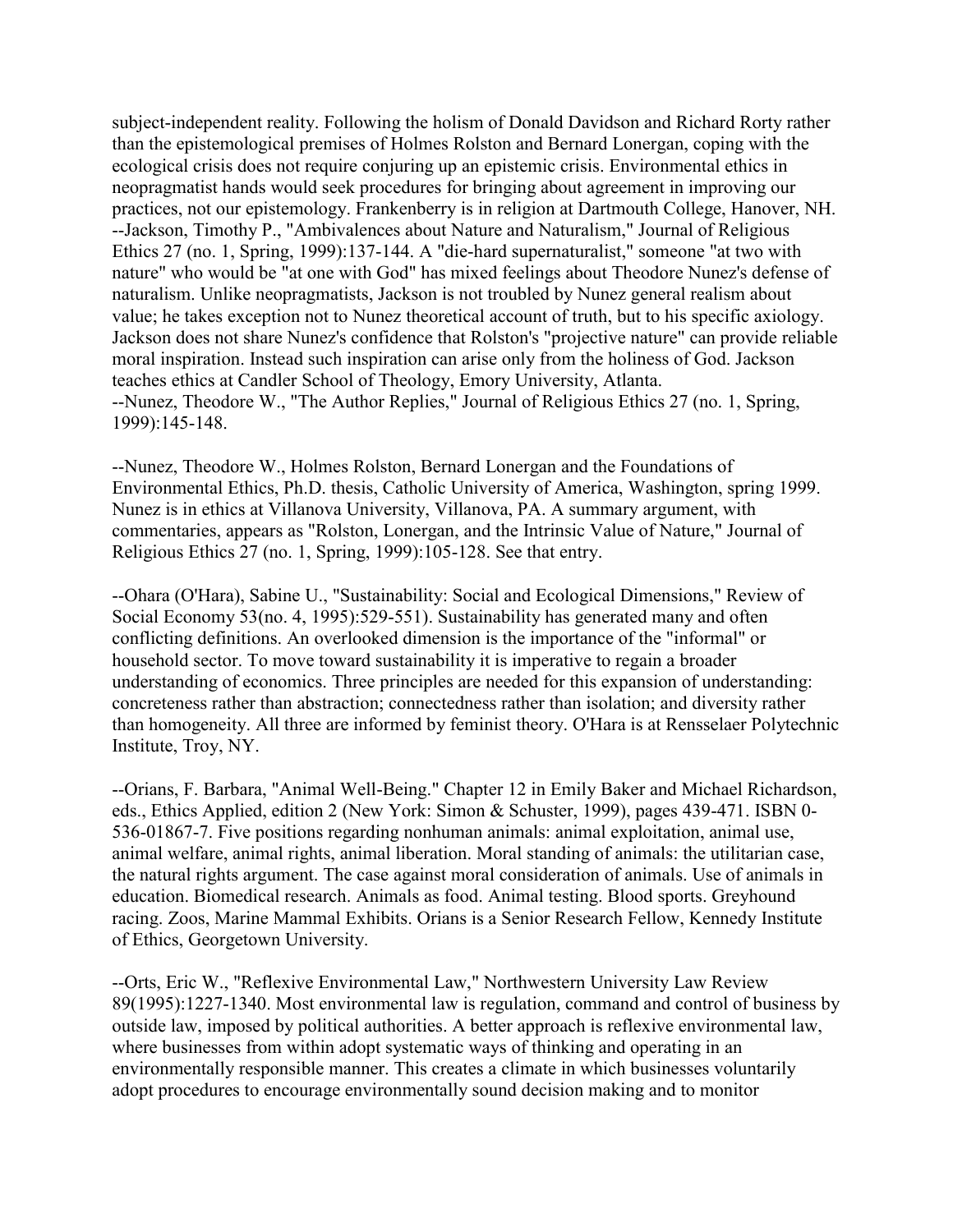subject-independent reality. Following the holism of Donald Davidson and Richard Rorty rather than the epistemological premises of Holmes Rolston and Bernard Lonergan, coping with the ecological crisis does not require conjuring up an epistemic crisis. Environmental ethics in neopragmatist hands would seek procedures for bringing about agreement in improving our practices, not our epistemology. Frankenberry is in religion at Dartmouth College, Hanover, NH.
--Jackson, Timothy P., "Ambivalences about Nature and Naturalism," Journal of Religious Ethics 27 (no. 1, Spring, 1999):137-144. A "die-hard supernaturalist," someone "at two with nature" who would be "at one with God" has mixed feelings about Theodore Nunez's defense of naturalism. Unlike neopragmatists, Jackson is not troubled by Nunez general realism about value; he takes exception not to Nunez theoretical account of truth, but to his specific axiology. Jackson does not share Nunez's confidence that Rolston's "projective nature" can provide reliable moral inspiration. Instead such inspiration can arise only from the holiness of God. Jackson teaches ethics at Candler School of Theology, Emory University, Atlanta.
--Nunez, Theodore W., "The Author Replies," Journal of Religious Ethics 27 (no. 1, Spring, 1999):145-148.

--Nunez, Theodore W., Holmes Rolston, Bernard Lonergan and the Foundations of Environmental Ethics, Ph.D. thesis, Catholic University of America, Washington, spring 1999. Nunez is in ethics at Villanova University, Villanova, PA. A summary argument, with commentaries, appears as "Rolston, Lonergan, and the Intrinsic Value of Nature," Journal of Religious Ethics 27 (no. 1, Spring, 1999):105-128. See that entry.

--Ohara (O'Hara), Sabine U., "Sustainability: Social and Ecological Dimensions," Review of Social Economy 53(no. 4, 1995):529-551). Sustainability has generated many and often conflicting definitions. An overlooked dimension is the importance of the "informal" or household sector. To move toward sustainability it is imperative to regain a broader understanding of economics. Three principles are needed for this expansion of understanding: concreteness rather than abstraction; connectedness rather than isolation; and diversity rather than homogeneity. All three are informed by feminist theory. O'Hara is at Rensselaer Polytechnic Institute, Troy, NY.

--Orians, F. Barbara, "Animal Well-Being." Chapter 12 in Emily Baker and Michael Richardson, eds., Ethics Applied, edition 2 (New York: Simon & Schuster, 1999), pages 439-471. ISBN 0-536-01867-7. Five positions regarding nonhuman animals: animal exploitation, animal use, animal welfare, animal rights, animal liberation. Moral standing of animals: the utilitarian case, the natural rights argument. The case against moral consideration of animals. Use of animals in education. Biomedical research. Animals as food. Animal testing. Blood sports. Greyhound racing. Zoos, Marine Mammal Exhibits. Orians is a Senior Research Fellow, Kennedy Institute of Ethics, Georgetown University.

--Orts, Eric W., "Reflexive Environmental Law," Northwestern University Law Review 89(1995):1227-1340. Most environmental law is regulation, command and control of business by outside law, imposed by political authorities. A better approach is reflexive environmental law, where businesses from within adopt systematic ways of thinking and operating in an environmentally responsible manner. This creates a climate in which businesses voluntarily adopt procedures to encourage environmentally sound decision making and to monitor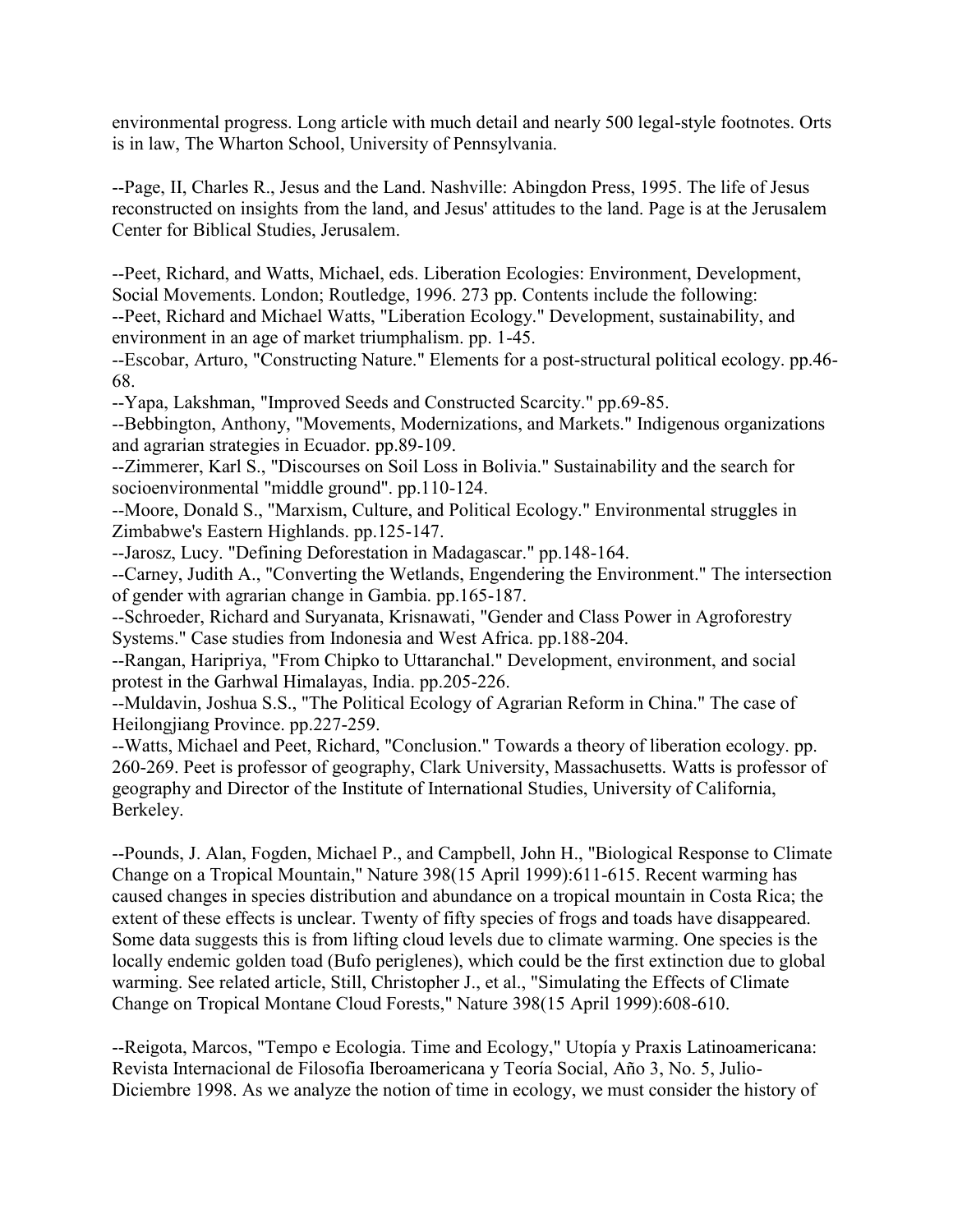environmental progress. Long article with much detail and nearly 500 legal-style footnotes. Orts is in law, The Wharton School, University of Pennsylvania.

--Page, II, Charles R., Jesus and the Land. Nashville: Abingdon Press, 1995. The life of Jesus reconstructed on insights from the land, and Jesus' attitudes to the land. Page is at the Jerusalem Center for Biblical Studies, Jerusalem.

--Peet, Richard, and Watts, Michael, eds. Liberation Ecologies: Environment, Development, Social Movements. London; Routledge, 1996. 273 pp. Contents include the following:
--Peet, Richard and Michael Watts, "Liberation Ecology." Development, sustainability, and environment in an age of market triumphalism. pp. 1-45.
--Escobar, Arturo, "Constructing Nature." Elements for a post-structural political ecology. pp.46-68.
--Yapa, Lakshman, "Improved Seeds and Constructed Scarcity." pp.69-85.
--Bebbington, Anthony, "Movements, Modernizations, and Markets." Indigenous organizations and agrarian strategies in Ecuador. pp.89-109.
--Zimmerer, Karl S., "Discourses on Soil Loss in Bolivia." Sustainability and the search for socioenvironmental "middle ground". pp.110-124.
--Moore, Donald S., "Marxism, Culture, and Political Ecology." Environmental struggles in Zimbabwe's Eastern Highlands. pp.125-147.
--Jarosz, Lucy. "Defining Deforestation in Madagascar." pp.148-164.
--Carney, Judith A., "Converting the Wetlands, Engendering the Environment." The intersection of gender with agrarian change in Gambia. pp.165-187.
--Schroeder, Richard and Suryanata, Krisnawati, "Gender and Class Power in Agroforestry Systems." Case studies from Indonesia and West Africa. pp.188-204.
--Rangan, Haripriya, "From Chipko to Uttaranchal." Development, environment, and social protest in the Garhwal Himalayas, India. pp.205-226.
--Muldavin, Joshua S.S., "The Political Ecology of Agrarian Reform in China." The case of Heilongjiang Province. pp.227-259.
--Watts, Michael and Peet, Richard, "Conclusion." Towards a theory of liberation ecology. pp. 260-269. Peet is professor of geography, Clark University, Massachusetts. Watts is professor of geography and Director of the Institute of International Studies, University of California, Berkeley.

--Pounds, J. Alan, Fogden, Michael P., and Campbell, John H., "Biological Response to Climate Change on a Tropical Mountain," Nature 398(15 April 1999):611-615. Recent warming has caused changes in species distribution and abundance on a tropical mountain in Costa Rica; the extent of these effects is unclear. Twenty of fifty species of frogs and toads have disappeared. Some data suggests this is from lifting cloud levels due to climate warming. One species is the locally endemic golden toad (Bufo periglenes), which could be the first extinction due to global warming. See related article, Still, Christopher J., et al., "Simulating the Effects of Climate Change on Tropical Montane Cloud Forests," Nature 398(15 April 1999):608-610.

--Reigota, Marcos, "Tempo e Ecologia. Time and Ecology," Utopía y Praxis Latinoamericana: Revista Internacional de Filosofia Iberoamericana y Teoría Social, Año 3, No. 5, Julio-Diciembre 1998. As we analyze the notion of time in ecology, we must consider the history of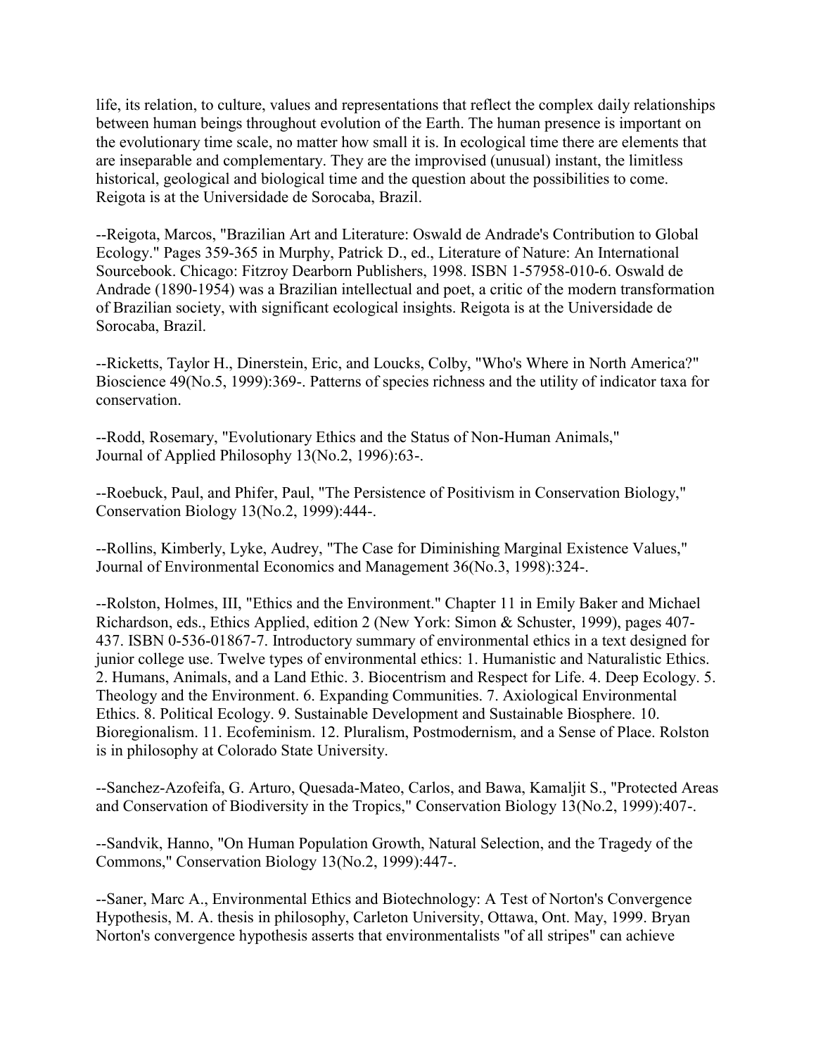life, its relation, to culture, values and representations that reflect the complex daily relationships between human beings throughout evolution of the Earth. The human presence is important on the evolutionary time scale, no matter how small it is. In ecological time there are elements that are inseparable and complementary. They are the improvised (unusual) instant, the limitless historical, geological and biological time and the question about the possibilities to come. Reigota is at the Universidade de Sorocaba, Brazil.

--Reigota, Marcos, "Brazilian Art and Literature: Oswald de Andrade's Contribution to Global Ecology." Pages 359-365 in Murphy, Patrick D., ed., Literature of Nature: An International Sourcebook. Chicago: Fitzroy Dearborn Publishers, 1998. ISBN 1-57958-010-6. Oswald de Andrade (1890-1954) was a Brazilian intellectual and poet, a critic of the modern transformation of Brazilian society, with significant ecological insights. Reigota is at the Universidade de Sorocaba, Brazil.

--Ricketts, Taylor H., Dinerstein, Eric, and Loucks, Colby, "Who's Where in North America?" Bioscience 49(No.5, 1999):369-. Patterns of species richness and the utility of indicator taxa for conservation.

--Rodd, Rosemary, "Evolutionary Ethics and the Status of Non-Human Animals," Journal of Applied Philosophy 13(No.2, 1996):63-.

--Roebuck, Paul, and Phifer, Paul, "The Persistence of Positivism in Conservation Biology," Conservation Biology 13(No.2, 1999):444-.

--Rollins, Kimberly, Lyke, Audrey, "The Case for Diminishing Marginal Existence Values," Journal of Environmental Economics and Management 36(No.3, 1998):324-.

--Rolston, Holmes, III, "Ethics and the Environment." Chapter 11 in Emily Baker and Michael Richardson, eds., Ethics Applied, edition 2 (New York: Simon & Schuster, 1999), pages 407-437. ISBN 0-536-01867-7. Introductory summary of environmental ethics in a text designed for junior college use. Twelve types of environmental ethics: 1. Humanistic and Naturalistic Ethics. 2. Humans, Animals, and a Land Ethic. 3. Biocentrism and Respect for Life. 4. Deep Ecology. 5. Theology and the Environment. 6. Expanding Communities. 7. Axiological Environmental Ethics. 8. Political Ecology. 9. Sustainable Development and Sustainable Biosphere. 10. Bioregionalism. 11. Ecofeminism. 12. Pluralism, Postmodernism, and a Sense of Place. Rolston is in philosophy at Colorado State University.

--Sanchez-Azofeifa, G. Arturo, Quesada-Mateo, Carlos, and Bawa, Kamaljit S., "Protected Areas and Conservation of Biodiversity in the Tropics," Conservation Biology 13(No.2, 1999):407-.

--Sandvik, Hanno, "On Human Population Growth, Natural Selection, and the Tragedy of the Commons," Conservation Biology 13(No.2, 1999):447-.

--Saner, Marc A., Environmental Ethics and Biotechnology: A Test of Norton's Convergence Hypothesis, M. A. thesis in philosophy, Carleton University, Ottawa, Ont. May, 1999. Bryan Norton's convergence hypothesis asserts that environmentalists "of all stripes" can achieve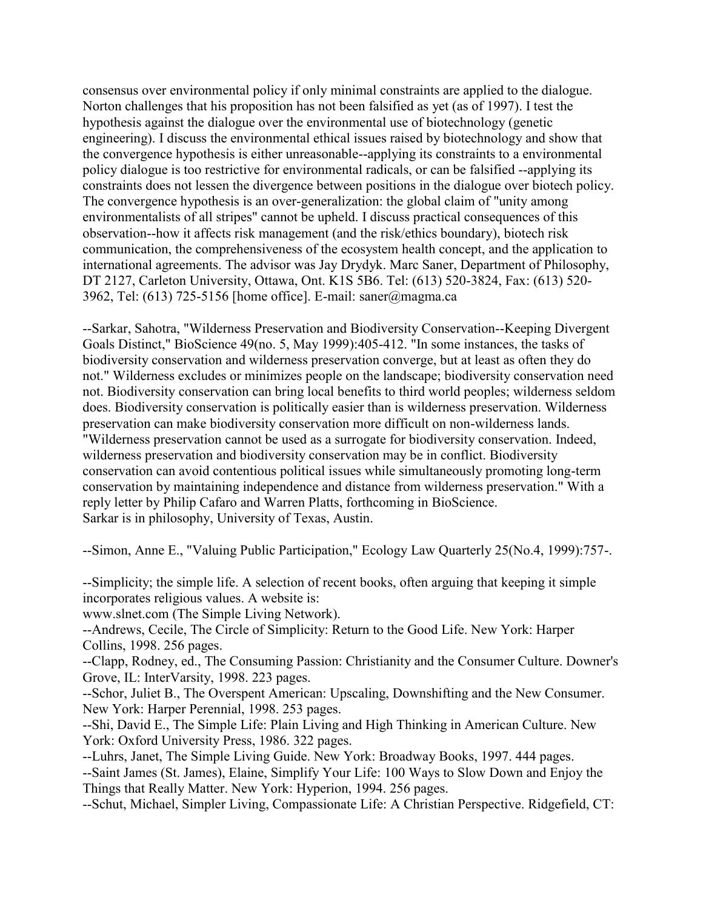consensus over environmental policy if only minimal constraints are applied to the dialogue. Norton challenges that his proposition has not been falsified as yet (as of 1997). I test the hypothesis against the dialogue over the environmental use of biotechnology (genetic engineering). I discuss the environmental ethical issues raised by biotechnology and show that the convergence hypothesis is either unreasonable--applying its constraints to a environmental policy dialogue is too restrictive for environmental radicals, or can be falsified --applying its constraints does not lessen the divergence between positions in the dialogue over biotech policy. The convergence hypothesis is an over-generalization: the global claim of "unity among environmentalists of all stripes" cannot be upheld. I discuss practical consequences of this observation--how it affects risk management (and the risk/ethics boundary), biotech risk communication, the comprehensiveness of the ecosystem health concept, and the application to international agreements. The advisor was Jay Drydyk. Marc Saner, Department of Philosophy, DT 2127, Carleton University, Ottawa, Ont. K1S 5B6. Tel: (613) 520-3824, Fax: (613) 520-3962, Tel: (613) 725-5156 [home office]. E-mail: saner@magma.ca

--Sarkar, Sahotra, "Wilderness Preservation and Biodiversity Conservation--Keeping Divergent Goals Distinct," BioScience 49(no. 5, May 1999):405-412. "In some instances, the tasks of biodiversity conservation and wilderness preservation converge, but at least as often they do not." Wilderness excludes or minimizes people on the landscape; biodiversity conservation need not. Biodiversity conservation can bring local benefits to third world peoples; wilderness seldom does. Biodiversity conservation is politically easier than is wilderness preservation. Wilderness preservation can make biodiversity conservation more difficult on non-wilderness lands. "Wilderness preservation cannot be used as a surrogate for biodiversity conservation. Indeed, wilderness preservation and biodiversity conservation may be in conflict. Biodiversity conservation can avoid contentious political issues while simultaneously promoting long-term conservation by maintaining independence and distance from wilderness preservation." With a reply letter by Philip Cafaro and Warren Platts, forthcoming in BioScience.
Sarkar is in philosophy, University of Texas, Austin.

--Simon, Anne E., "Valuing Public Participation," Ecology Law Quarterly 25(No.4, 1999):757-.

--Simplicity; the simple life. A selection of recent books, often arguing that keeping it simple incorporates religious values. A website is:
www.slnet.com (The Simple Living Network).
--Andrews, Cecile, The Circle of Simplicity: Return to the Good Life. New York: Harper Collins, 1998. 256 pages.
--Clapp, Rodney, ed., The Consuming Passion: Christianity and the Consumer Culture. Downer's Grove, IL: InterVarsity, 1998. 223 pages.
--Schor, Juliet B., The Overspent American: Upscaling, Downshifting and the New Consumer. New York: Harper Perennial, 1998. 253 pages.
--Shi, David E., The Simple Life: Plain Living and High Thinking in American Culture. New York: Oxford University Press, 1986. 322 pages.
--Luhrs, Janet, The Simple Living Guide. New York: Broadway Books, 1997. 444 pages.
--Saint James (St. James), Elaine, Simplify Your Life: 100 Ways to Slow Down and Enjoy the Things that Really Matter. New York: Hyperion, 1994. 256 pages.
--Schut, Michael, Simpler Living, Compassionate Life: A Christian Perspective. Ridgefield, CT: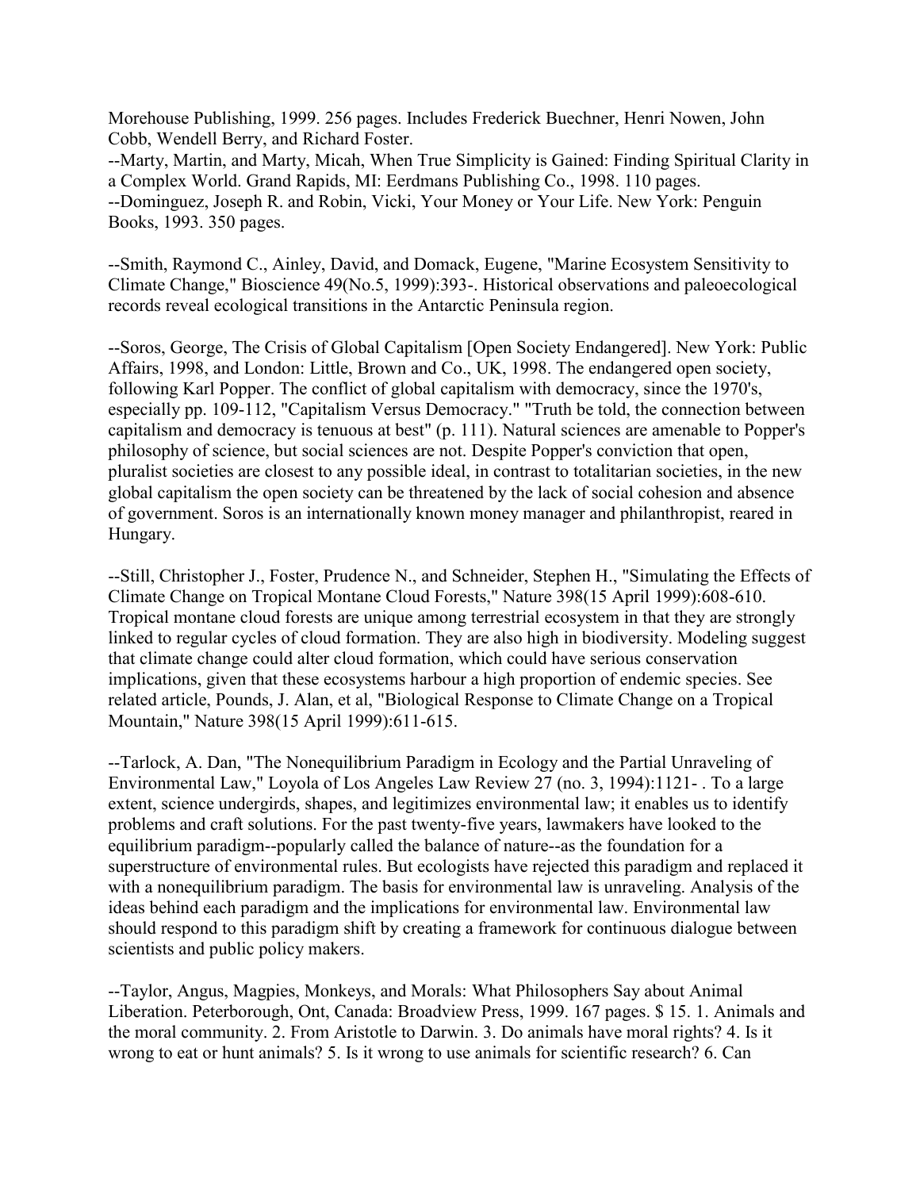Morehouse Publishing, 1999. 256 pages. Includes Frederick Buechner, Henri Nowen, John Cobb, Wendell Berry, and Richard Foster.
--Marty, Martin, and Marty, Micah, When True Simplicity is Gained: Finding Spiritual Clarity in a Complex World. Grand Rapids, MI: Eerdmans Publishing Co., 1998. 110 pages.
--Dominguez, Joseph R. and Robin, Vicki, Your Money or Your Life. New York: Penguin Books, 1993. 350 pages.

--Smith, Raymond C., Ainley, David, and Domack, Eugene, "Marine Ecosystem Sensitivity to Climate Change," Bioscience 49(No.5, 1999):393-. Historical observations and paleoecological records reveal ecological transitions in the Antarctic Peninsula region.

--Soros, George, The Crisis of Global Capitalism [Open Society Endangered]. New York: Public Affairs, 1998, and London: Little, Brown and Co., UK, 1998. The endangered open society, following Karl Popper. The conflict of global capitalism with democracy, since the 1970's, especially pp. 109-112, "Capitalism Versus Democracy." "Truth be told, the connection between capitalism and democracy is tenuous at best" (p. 111). Natural sciences are amenable to Popper's philosophy of science, but social sciences are not. Despite Popper's conviction that open, pluralist societies are closest to any possible ideal, in contrast to totalitarian societies, in the new global capitalism the open society can be threatened by the lack of social cohesion and absence of government. Soros is an internationally known money manager and philanthropist, reared in Hungary.

--Still, Christopher J., Foster, Prudence N., and Schneider, Stephen H., "Simulating the Effects of Climate Change on Tropical Montane Cloud Forests," Nature 398(15 April 1999):608-610. Tropical montane cloud forests are unique among terrestrial ecosystem in that they are strongly linked to regular cycles of cloud formation. They are also high in biodiversity. Modeling suggest that climate change could alter cloud formation, which could have serious conservation implications, given that these ecosystems harbour a high proportion of endemic species. See related article, Pounds, J. Alan, et al, "Biological Response to Climate Change on a Tropical Mountain," Nature 398(15 April 1999):611-615.

--Tarlock, A. Dan, "The Nonequilibrium Paradigm in Ecology and the Partial Unraveling of Environmental Law," Loyola of Los Angeles Law Review 27 (no. 3, 1994):1121- . To a large extent, science undergirds, shapes, and legitimizes environmental law; it enables us to identify problems and craft solutions. For the past twenty-five years, lawmakers have looked to the equilibrium paradigm--popularly called the balance of nature--as the foundation for a superstructure of environmental rules. But ecologists have rejected this paradigm and replaced it with a nonequilibrium paradigm. The basis for environmental law is unraveling. Analysis of the ideas behind each paradigm and the implications for environmental law. Environmental law should respond to this paradigm shift by creating a framework for continuous dialogue between scientists and public policy makers.

--Taylor, Angus, Magpies, Monkeys, and Morals: What Philosophers Say about Animal Liberation. Peterborough, Ont, Canada: Broadview Press, 1999. 167 pages. $ 15. 1. Animals and the moral community. 2. From Aristotle to Darwin. 3. Do animals have moral rights? 4. Is it wrong to eat or hunt animals? 5. Is it wrong to use animals for scientific research? 6. Can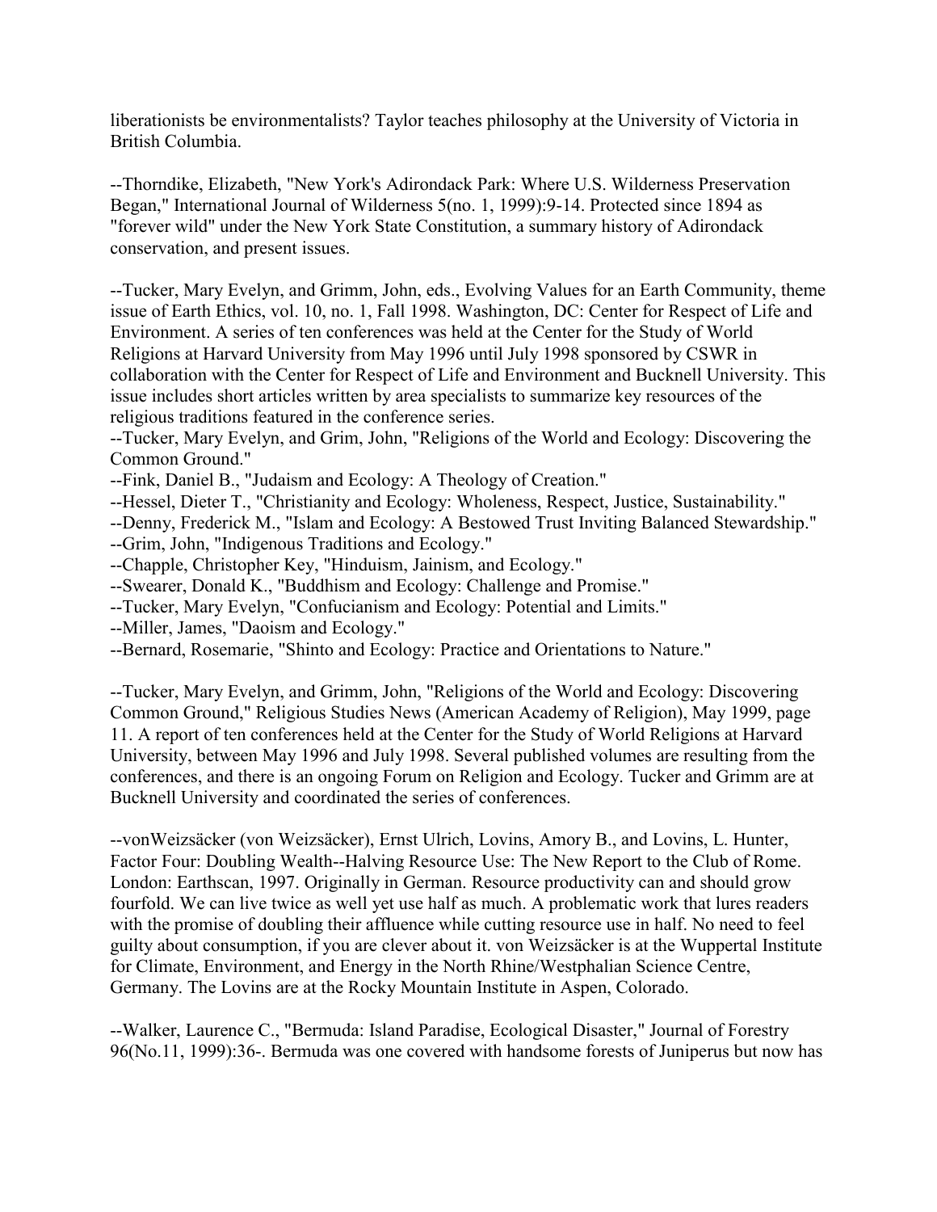liberationists be environmentalists? Taylor teaches philosophy at the University of Victoria in British Columbia.

--Thorndike, Elizabeth, "New York's Adirondack Park: Where U.S. Wilderness Preservation Began," International Journal of Wilderness 5(no. 1, 1999):9-14. Protected since 1894 as "forever wild" under the New York State Constitution, a summary history of Adirondack conservation, and present issues.

--Tucker, Mary Evelyn, and Grimm, John, eds., Evolving Values for an Earth Community, theme issue of Earth Ethics, vol. 10, no. 1, Fall 1998. Washington, DC: Center for Respect of Life and Environment. A series of ten conferences was held at the Center for the Study of World Religions at Harvard University from May 1996 until July 1998 sponsored by CSWR in collaboration with the Center for Respect of Life and Environment and Bucknell University. This issue includes short articles written by area specialists to summarize key resources of the religious traditions featured in the conference series.
--Tucker, Mary Evelyn, and Grim, John, "Religions of the World and Ecology: Discovering the Common Ground."
--Fink, Daniel B., "Judaism and Ecology: A Theology of Creation."
--Hessel, Dieter T., "Christianity and Ecology: Wholeness, Respect, Justice, Sustainability."
--Denny, Frederick M., "Islam and Ecology: A Bestowed Trust Inviting Balanced Stewardship."
--Grim, John, "Indigenous Traditions and Ecology."
--Chapple, Christopher Key, "Hinduism, Jainism, and Ecology."
--Swearer, Donald K., "Buddhism and Ecology: Challenge and Promise."
--Tucker, Mary Evelyn, "Confucianism and Ecology: Potential and Limits."
--Miller, James, "Daoism and Ecology."
--Bernard, Rosemarie, "Shinto and Ecology: Practice and Orientations to Nature."

--Tucker, Mary Evelyn, and Grimm, John, "Religions of the World and Ecology: Discovering Common Ground," Religious Studies News (American Academy of Religion), May 1999, page 11. A report of ten conferences held at the Center for the Study of World Religions at Harvard University, between May 1996 and July 1998. Several published volumes are resulting from the conferences, and there is an ongoing Forum on Religion and Ecology. Tucker and Grimm are at Bucknell University and coordinated the series of conferences.

--vonWeizsäcker (von Weizsäcker), Ernst Ulrich, Lovins, Amory B., and Lovins, L. Hunter, Factor Four: Doubling Wealth--Halving Resource Use: The New Report to the Club of Rome. London: Earthscan, 1997. Originally in German. Resource productivity can and should grow fourfold. We can live twice as well yet use half as much. A problematic work that lures readers with the promise of doubling their affluence while cutting resource use in half. No need to feel guilty about consumption, if you are clever about it. von Weizsäcker is at the Wuppertal Institute for Climate, Environment, and Energy in the North Rhine/Westphalian Science Centre, Germany. The Lovins are at the Rocky Mountain Institute in Aspen, Colorado.

--Walker, Laurence C., "Bermuda: Island Paradise, Ecological Disaster," Journal of Forestry 96(No.11, 1999):36-. Bermuda was one covered with handsome forests of Juniperus but now has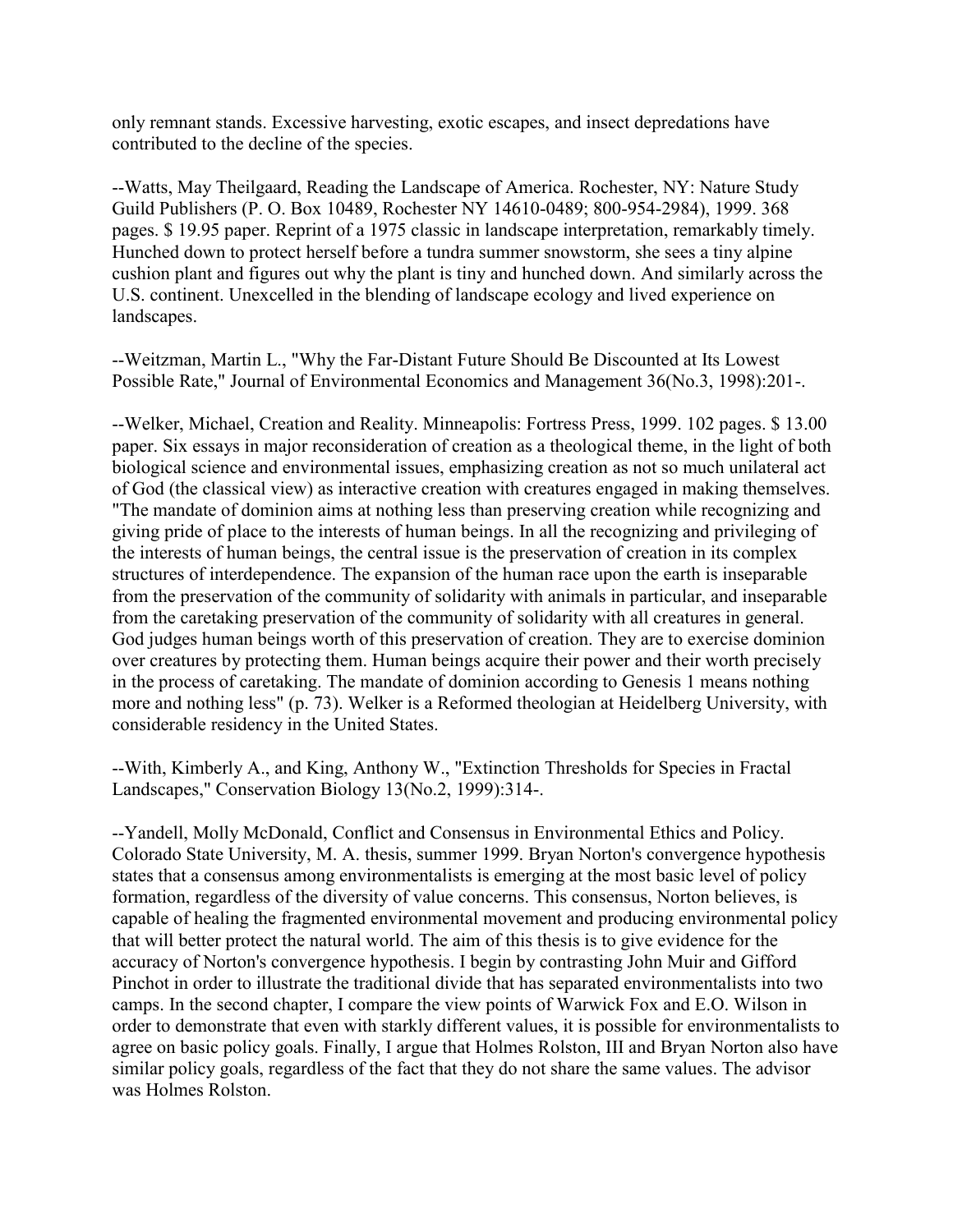only remnant stands. Excessive harvesting, exotic escapes, and insect depredations have contributed to the decline of the species.

--Watts, May Theilgaard, Reading the Landscape of America. Rochester, NY: Nature Study Guild Publishers (P. O. Box 10489, Rochester NY 14610-0489; 800-954-2984), 1999. 368 pages. $ 19.95 paper. Reprint of a 1975 classic in landscape interpretation, remarkably timely. Hunched down to protect herself before a tundra summer snowstorm, she sees a tiny alpine cushion plant and figures out why the plant is tiny and hunched down. And similarly across the U.S. continent. Unexcelled in the blending of landscape ecology and lived experience on landscapes.

--Weitzman, Martin L., "Why the Far-Distant Future Should Be Discounted at Its Lowest Possible Rate," Journal of Environmental Economics and Management 36(No.3, 1998):201-.

--Welker, Michael, Creation and Reality. Minneapolis: Fortress Press, 1999. 102 pages. $ 13.00 paper. Six essays in major reconsideration of creation as a theological theme, in the light of both biological science and environmental issues, emphasizing creation as not so much unilateral act of God (the classical view) as interactive creation with creatures engaged in making themselves. "The mandate of dominion aims at nothing less than preserving creation while recognizing and giving pride of place to the interests of human beings. In all the recognizing and privileging of the interests of human beings, the central issue is the preservation of creation in its complex structures of interdependence. The expansion of the human race upon the earth is inseparable from the preservation of the community of solidarity with animals in particular, and inseparable from the caretaking preservation of the community of solidarity with all creatures in general. God judges human beings worth of this preservation of creation. They are to exercise dominion over creatures by protecting them. Human beings acquire their power and their worth precisely in the process of caretaking. The mandate of dominion according to Genesis 1 means nothing more and nothing less" (p. 73). Welker is a Reformed theologian at Heidelberg University, with considerable residency in the United States.

--With, Kimberly A., and King, Anthony W., "Extinction Thresholds for Species in Fractal Landscapes," Conservation Biology 13(No.2, 1999):314-.

--Yandell, Molly McDonald, Conflict and Consensus in Environmental Ethics and Policy. Colorado State University, M. A. thesis, summer 1999. Bryan Norton's convergence hypothesis states that a consensus among environmentalists is emerging at the most basic level of policy formation, regardless of the diversity of value concerns. This consensus, Norton believes, is capable of healing the fragmented environmental movement and producing environmental policy that will better protect the natural world. The aim of this thesis is to give evidence for the accuracy of Norton's convergence hypothesis. I begin by contrasting John Muir and Gifford Pinchot in order to illustrate the traditional divide that has separated environmentalists into two camps. In the second chapter, I compare the view points of Warwick Fox and E.O. Wilson in order to demonstrate that even with starkly different values, it is possible for environmentalists to agree on basic policy goals. Finally, I argue that Holmes Rolston, III and Bryan Norton also have similar policy goals, regardless of the fact that they do not share the same values. The advisor was Holmes Rolston.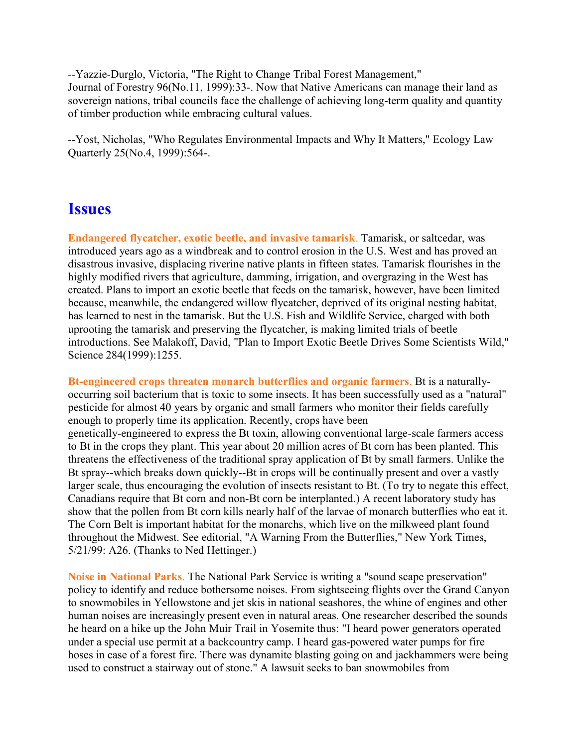--Yazzie-Durglo, Victoria, "The Right to Change Tribal Forest Management," Journal of Forestry 96(No.11, 1999):33-. Now that Native Americans can manage their land as sovereign nations, tribal councils face the challenge of achieving long-term quality and quantity of timber production while embracing cultural values.

--Yost, Nicholas, "Who Regulates Environmental Impacts and Why It Matters," Ecology Law Quarterly 25(No.4, 1999):564-.

## Issues

**Endangered flycatcher, exotic beetle, and invasive tamarisk**. Tamarisk, or saltcedar, was introduced years ago as a windbreak and to control erosion in the U.S. West and has proved an disastrous invasive, displacing riverine native plants in fifteen states. Tamarisk flourishes in the highly modified rivers that agriculture, damming, irrigation, and overgrazing in the West has created. Plans to import an exotic beetle that feeds on the tamarisk, however, have been limited because, meanwhile, the endangered willow flycatcher, deprived of its original nesting habitat, has learned to nest in the tamarisk. But the U.S. Fish and Wildlife Service, charged with both uprooting the tamarisk and preserving the flycatcher, is making limited trials of beetle introductions. See Malakoff, David, "Plan to Import Exotic Beetle Drives Some Scientists Wild," Science 284(1999):1255.

**Bt-engineered crops threaten monarch butterflies and organic farmers**. Bt is a naturally-occurring soil bacterium that is toxic to some insects. It has been successfully used as a "natural" pesticide for almost 40 years by organic and small farmers who monitor their fields carefully enough to properly time its application. Recently, crops have been genetically-engineered to express the Bt toxin, allowing conventional large-scale farmers access to Bt in the crops they plant. This year about 20 million acres of Bt corn has been planted. This threatens the effectiveness of the traditional spray application of Bt by small farmers. Unlike the Bt spray--which breaks down quickly--Bt in crops will be continually present and over a vastly larger scale, thus encouraging the evolution of insects resistant to Bt. (To try to negate this effect, Canadians require that Bt corn and non-Bt corn be interplanted.) A recent laboratory study has show that the pollen from Bt corn kills nearly half of the larvae of monarch butterflies who eat it. The Corn Belt is important habitat for the monarchs, which live on the milkweed plant found throughout the Midwest. See editorial, "A Warning From the Butterflies," New York Times, 5/21/99: A26. (Thanks to Ned Hettinger.)

**Noise in National Parks**. The National Park Service is writing a "sound scape preservation" policy to identify and reduce bothersome noises. From sightseeing flights over the Grand Canyon to snowmobiles in Yellowstone and jet skis in national seashores, the whine of engines and other human noises are increasingly present even in natural areas. One researcher described the sounds he heard on a hike up the John Muir Trail in Yosemite thus: "I heard power generators operated under a special use permit at a backcountry camp. I heard gas-powered water pumps for fire hoses in case of a forest fire. There was dynamite blasting going on and jackhammers were being used to construct a stairway out of stone." A lawsuit seeks to ban snowmobiles from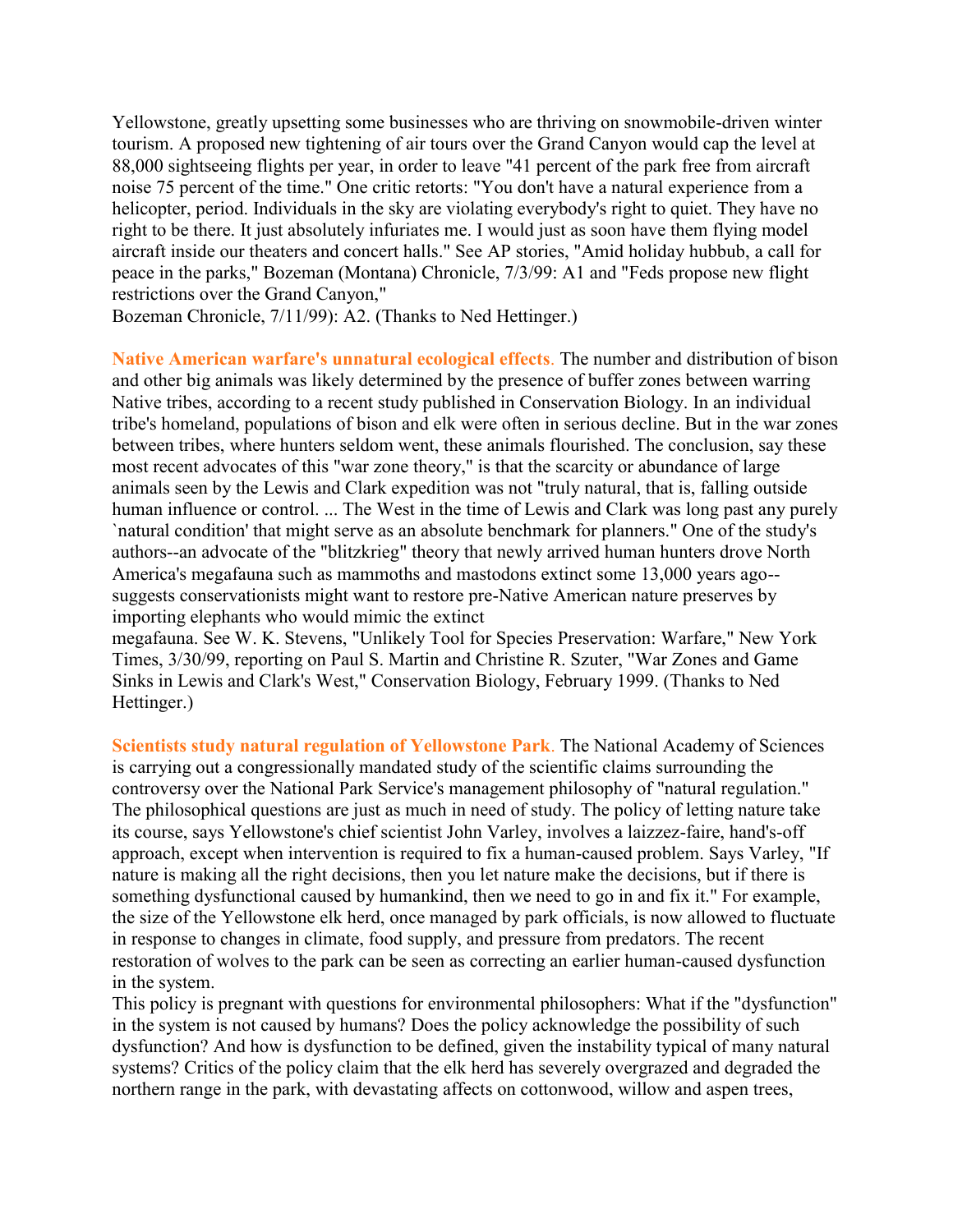Yellowstone, greatly upsetting some businesses who are thriving on snowmobile-driven winter tourism. A proposed new tightening of air tours over the Grand Canyon would cap the level at 88,000 sightseeing flights per year, in order to leave "41 percent of the park free from aircraft noise 75 percent of the time." One critic retorts: "You don't have a natural experience from a helicopter, period. Individuals in the sky are violating everybody's right to quiet. They have no right to be there. It just absolutely infuriates me. I would just as soon have them flying model aircraft inside our theaters and concert halls." See AP stories, "Amid holiday hubbub, a call for peace in the parks," Bozeman (Montana) Chronicle, 7/3/99: A1 and "Feds propose new flight restrictions over the Grand Canyon,"
Bozeman Chronicle, 7/11/99): A2. (Thanks to Ned Hettinger.)

**Native American warfare's unnatural ecological effects.** The number and distribution of bison and other big animals was likely determined by the presence of buffer zones between warring Native tribes, according to a recent study published in Conservation Biology. In an individual tribe's homeland, populations of bison and elk were often in serious decline. But in the war zones between tribes, where hunters seldom went, these animals flourished. The conclusion, say these most recent advocates of this "war zone theory," is that the scarcity or abundance of large animals seen by the Lewis and Clark expedition was not "truly natural, that is, falling outside human influence or control. ... The West in the time of Lewis and Clark was long past any purely `natural condition' that might serve as an absolute benchmark for planners." One of the study's authors--an advocate of the "blitzkrieg" theory that newly arrived human hunters drove North America's megafauna such as mammoths and mastodons extinct some 13,000 years ago--suggests conservationists might want to restore pre-Native American nature preserves by importing elephants who would mimic the extinct
megafauna. See W. K. Stevens, "Unlikely Tool for Species Preservation: Warfare," New York Times, 3/30/99, reporting on Paul S. Martin and Christine R. Szuter, "War Zones and Game Sinks in Lewis and Clark's West," Conservation Biology, February 1999. (Thanks to Ned Hettinger.)

**Scientists study natural regulation of Yellowstone Park.** The National Academy of Sciences is carrying out a congressionally mandated study of the scientific claims surrounding the controversy over the National Park Service's management philosophy of "natural regulation." The philosophical questions are just as much in need of study. The policy of letting nature take its course, says Yellowstone's chief scientist John Varley, involves a laizzez-faire, hand's-off approach, except when intervention is required to fix a human-caused problem. Says Varley, "If nature is making all the right decisions, then you let nature make the decisions, but if there is something dysfunctional caused by humankind, then we need to go in and fix it." For example, the size of the Yellowstone elk herd, once managed by park officials, is now allowed to fluctuate in response to changes in climate, food supply, and pressure from predators. The recent restoration of wolves to the park can be seen as correcting an earlier human-caused dysfunction in the system.
This policy is pregnant with questions for environmental philosophers: What if the "dysfunction" in the system is not caused by humans? Does the policy acknowledge the possibility of such dysfunction? And how is dysfunction to be defined, given the instability typical of many natural systems? Critics of the policy claim that the elk herd has severely overgrazed and degraded the northern range in the park, with devastating affects on cottonwood, willow and aspen trees,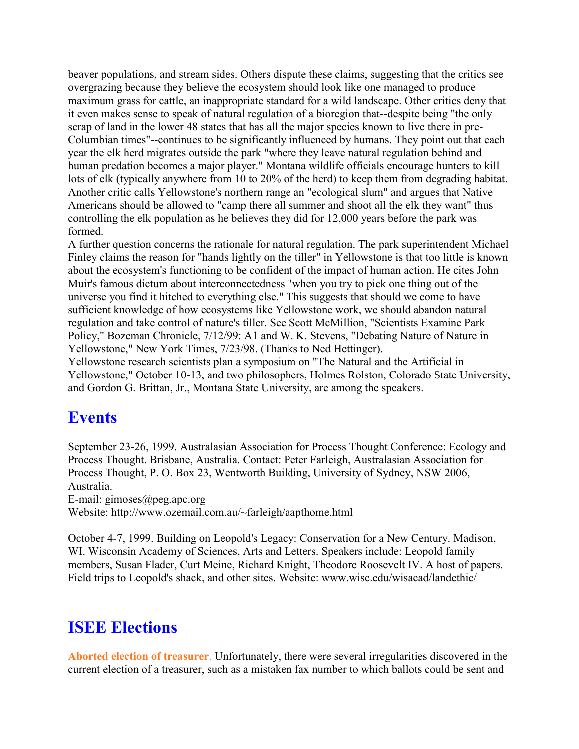beaver populations, and stream sides. Others dispute these claims, suggesting that the critics see overgrazing because they believe the ecosystem should look like one managed to produce maximum grass for cattle, an inappropriate standard for a wild landscape. Other critics deny that it even makes sense to speak of natural regulation of a bioregion that--despite being "the only scrap of land in the lower 48 states that has all the major species known to live there in pre-Columbian times"--continues to be significantly influenced by humans. They point out that each year the elk herd migrates outside the park "where they leave natural regulation behind and human predation becomes a major player." Montana wildlife officials encourage hunters to kill lots of elk (typically anywhere from 10 to 20% of the herd) to keep them from degrading habitat. Another critic calls Yellowstone's northern range an "ecological slum" and argues that Native Americans should be allowed to "camp there all summer and shoot all the elk they want" thus controlling the elk population as he believes they did for 12,000 years before the park was formed.

A further question concerns the rationale for natural regulation. The park superintendent Michael Finley claims the reason for "hands lightly on the tiller" in Yellowstone is that too little is known about the ecosystem's functioning to be confident of the impact of human action. He cites John Muir's famous dictum about interconnectedness "when you try to pick one thing out of the universe you find it hitched to everything else." This suggests that should we come to have sufficient knowledge of how ecosystems like Yellowstone work, we should abandon natural regulation and take control of nature's tiller. See Scott McMillion, "Scientists Examine Park Policy," Bozeman Chronicle, 7/12/99: A1 and W. K. Stevens, "Debating Nature of Nature in Yellowstone," New York Times, 7/23/98. (Thanks to Ned Hettinger).

Yellowstone research scientists plan a symposium on "The Natural and the Artificial in Yellowstone," October 10-13, and two philosophers, Holmes Rolston, Colorado State University, and Gordon G. Brittan, Jr., Montana State University, are among the speakers.

## Events

September 23-26, 1999. Australasian Association for Process Thought Conference: Ecology and Process Thought. Brisbane, Australia. Contact: Peter Farleigh, Australasian Association for Process Thought, P. O. Box 23, Wentworth Building, University of Sydney, NSW 2006, Australia.
E-mail: gimoses@peg.apc.org
Website: http://www.ozemail.com.au/~farleigh/aapthome.html

October 4-7, 1999. Building on Leopold's Legacy: Conservation for a New Century. Madison, WI. Wisconsin Academy of Sciences, Arts and Letters. Speakers include: Leopold family members, Susan Flader, Curt Meine, Richard Knight, Theodore Roosevelt IV. A host of papers. Field trips to Leopold's shack, and other sites. Website: www.wisc.edu/wisacad/landethic/

## ISEE Elections

**Aborted election of treasurer**. Unfortunately, there were several irregularities discovered in the current election of a treasurer, such as a mistaken fax number to which ballots could be sent and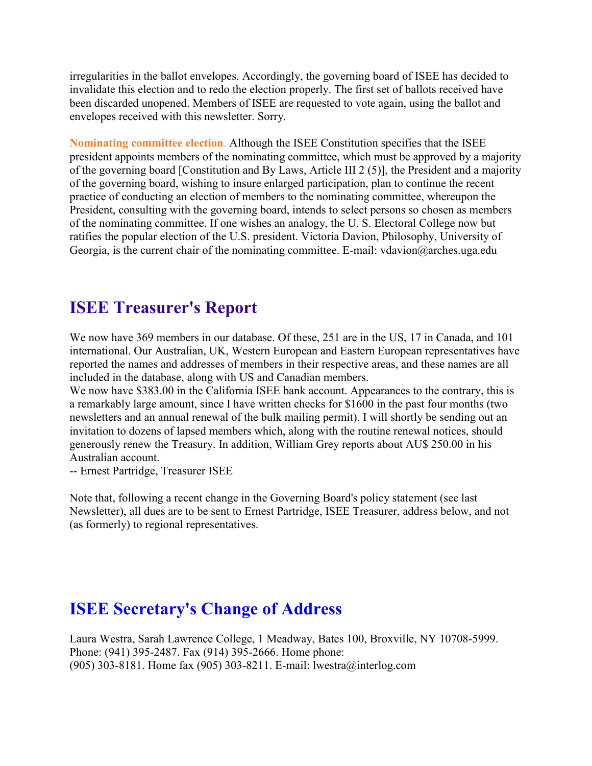irregularities in the ballot envelopes. Accordingly, the governing board of ISEE has decided to invalidate this election and to redo the election properly. The first set of ballots received have been discarded unopened. Members of ISEE are requested to vote again, using the ballot and envelopes received with this newsletter. Sorry.

**Nominating committee election**. Although the ISEE Constitution specifies that the ISEE president appoints members of the nominating committee, which must be approved by a majority of the governing board [Constitution and By Laws, Article III 2 (5)], the President and a majority of the governing board, wishing to insure enlarged participation, plan to continue the recent practice of conducting an election of members to the nominating committee, whereupon the President, consulting with the governing board, intends to select persons so chosen as members of the nominating committee. If one wishes an analogy, the U. S. Electoral College now but ratifies the popular election of the U.S. president. Victoria Davion, Philosophy, University of Georgia, is the current chair of the nominating committee. E-mail: vdavion@arches.uga.edu

## ISEE Treasurer's Report

We now have 369 members in our database. Of these, 251 are in the US, 17 in Canada, and 101 international. Our Australian, UK, Western European and Eastern European representatives have reported the names and addresses of members in their respective areas, and these names are all included in the database, along with US and Canadian members.
We now have $383.00 in the California ISEE bank account. Appearances to the contrary, this is a remarkably large amount, since I have written checks for $1600 in the past four months (two newsletters and an annual renewal of the bulk mailing permit). I will shortly be sending out an invitation to dozens of lapsed members which, along with the routine renewal notices, should generously renew the Treasury. In addition, William Grey reports about AU$ 250.00 in his Australian account.
-- Ernest Partridge, Treasurer ISEE

Note that, following a recent change in the Governing Board's policy statement (see last Newsletter), all dues are to be sent to Ernest Partridge, ISEE Treasurer, address below, and not (as formerly) to regional representatives.

## ISEE Secretary's Change of Address

Laura Westra, Sarah Lawrence College, 1 Meadway, Bates 100, Broxville, NY 10708-5999. Phone: (941) 395-2487. Fax (914) 395-2666. Home phone:
(905) 303-8181. Home fax (905) 303-8211. E-mail: lwestra@interlog.com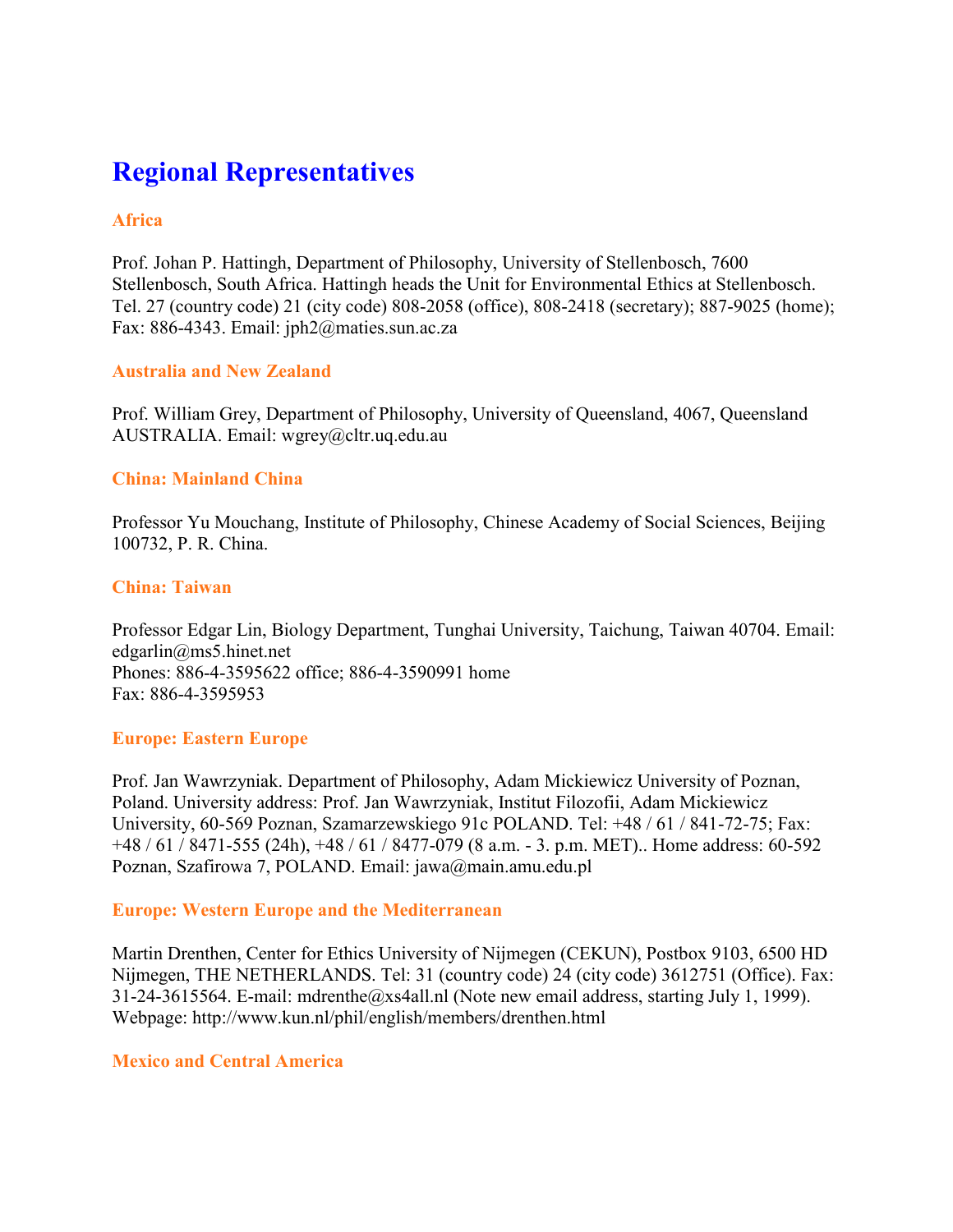# Regional Representatives

### Africa

Prof. Johan P. Hattingh, Department of Philosophy, University of Stellenbosch, 7600 Stellenbosch, South Africa. Hattingh heads the Unit for Environmental Ethics at Stellenbosch. Tel. 27 (country code) 21 (city code) 808-2058 (office), 808-2418 (secretary); 887-9025 (home); Fax: 886-4343. Email: jph2@maties.sun.ac.za

### Australia and New Zealand

Prof. William Grey, Department of Philosophy, University of Queensland, 4067, Queensland AUSTRALIA. Email: wgrey@cltr.uq.edu.au

### China: Mainland China

Professor Yu Mouchang, Institute of Philosophy, Chinese Academy of Social Sciences, Beijing 100732, P. R. China.

### China: Taiwan

Professor Edgar Lin, Biology Department, Tunghai University, Taichung, Taiwan 40704. Email: edgarlin@ms5.hinet.net
Phones: 886-4-3595622 office; 886-4-3590991 home
Fax: 886-4-3595953

### Europe: Eastern Europe

Prof. Jan Wawrzyniak. Department of Philosophy, Adam Mickiewicz University of Poznan, Poland. University address: Prof. Jan Wawrzyniak, Institut Filozofii, Adam Mickiewicz University, 60-569 Poznan, Szamarzewskiego 91c POLAND. Tel: +48 / 61 / 841-72-75; Fax: +48 / 61 / 8471-555 (24h), +48 / 61 / 8477-079 (8 a.m. - 3. p.m. MET).. Home address: 60-592 Poznan, Szafirowa 7, POLAND. Email: jawa@main.amu.edu.pl

### Europe: Western Europe and the Mediterranean

Martin Drenthen, Center for Ethics University of Nijmegen (CEKUN), Postbox 9103, 6500 HD Nijmegen, THE NETHERLANDS. Tel: 31 (country code) 24 (city code) 3612751 (Office). Fax: 31-24-3615564. E-mail: mdrenthe@xs4all.nl (Note new email address, starting July 1, 1999). Webpage: http://www.kun.nl/phil/english/members/drenthen.html

### Mexico and Central America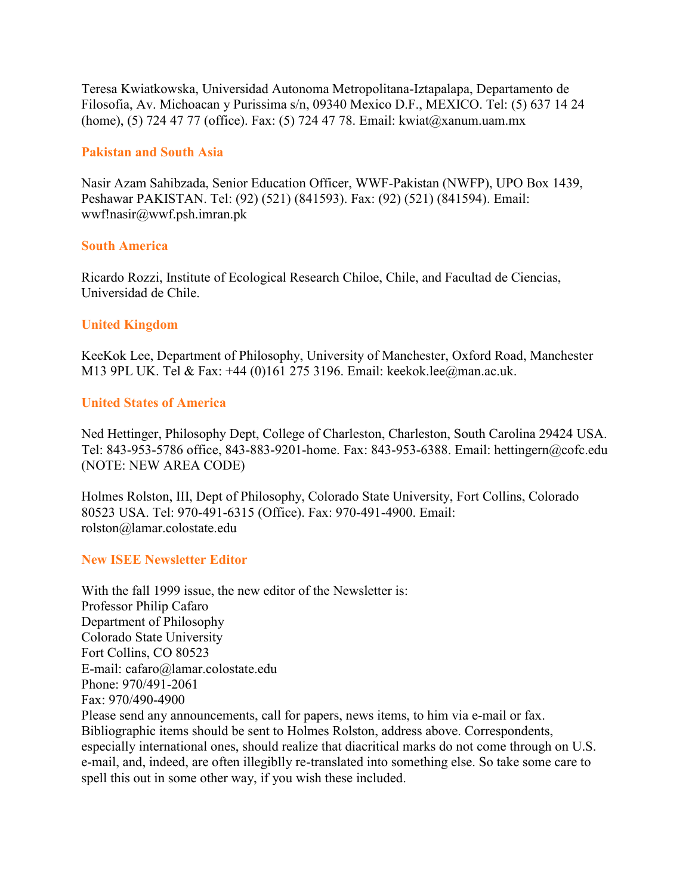Teresa Kwiatkowska, Universidad Autonoma Metropolitana-Iztapalapa, Departamento de Filosofia, Av. Michoacan y Purissima s/n, 09340 Mexico D.F., MEXICO. Tel: (5) 637 14 24 (home), (5) 724 47 77 (office). Fax: (5) 724 47 78. Email: kwiat@xanum.uam.mx

### Pakistan and South Asia

Nasir Azam Sahibzada, Senior Education Officer, WWF-Pakistan (NWFP), UPO Box 1439, Peshawar PAKISTAN. Tel: (92) (521) (841593). Fax: (92) (521) (841594). Email: wwf!nasir@wwf.psh.imran.pk

### South America

Ricardo Rozzi, Institute of Ecological Research Chiloe, Chile, and Facultad de Ciencias, Universidad de Chile.

### United Kingdom

KeeKok Lee, Department of Philosophy, University of Manchester, Oxford Road, Manchester M13 9PL UK. Tel & Fax: +44 (0)161 275 3196. Email: keekok.lee@man.ac.uk.

### United States of America

Ned Hettinger, Philosophy Dept, College of Charleston, Charleston, South Carolina 29424 USA. Tel: 843-953-5786 office, 843-883-9201-home. Fax: 843-953-6388. Email: hettingern@cofc.edu (NOTE: NEW AREA CODE)

Holmes Rolston, III, Dept of Philosophy, Colorado State University, Fort Collins, Colorado 80523 USA. Tel: 970-491-6315 (Office). Fax: 970-491-4900. Email: rolston@lamar.colostate.edu

### New ISEE Newsletter Editor

With the fall 1999 issue, the new editor of the Newsletter is:
Professor Philip Cafaro
Department of Philosophy
Colorado State University
Fort Collins, CO 80523
E-mail: cafaro@lamar.colostate.edu
Phone: 970/491-2061
Fax: 970/490-4900
Please send any announcements, call for papers, news items, to him via e-mail or fax. Bibliographic items should be sent to Holmes Rolston, address above. Correspondents, especially international ones, should realize that diacritical marks do not come through on U.S. e-mail, and, indeed, are often illegiblly re-translated into something else. So take some care to spell this out in some other way, if you wish these included.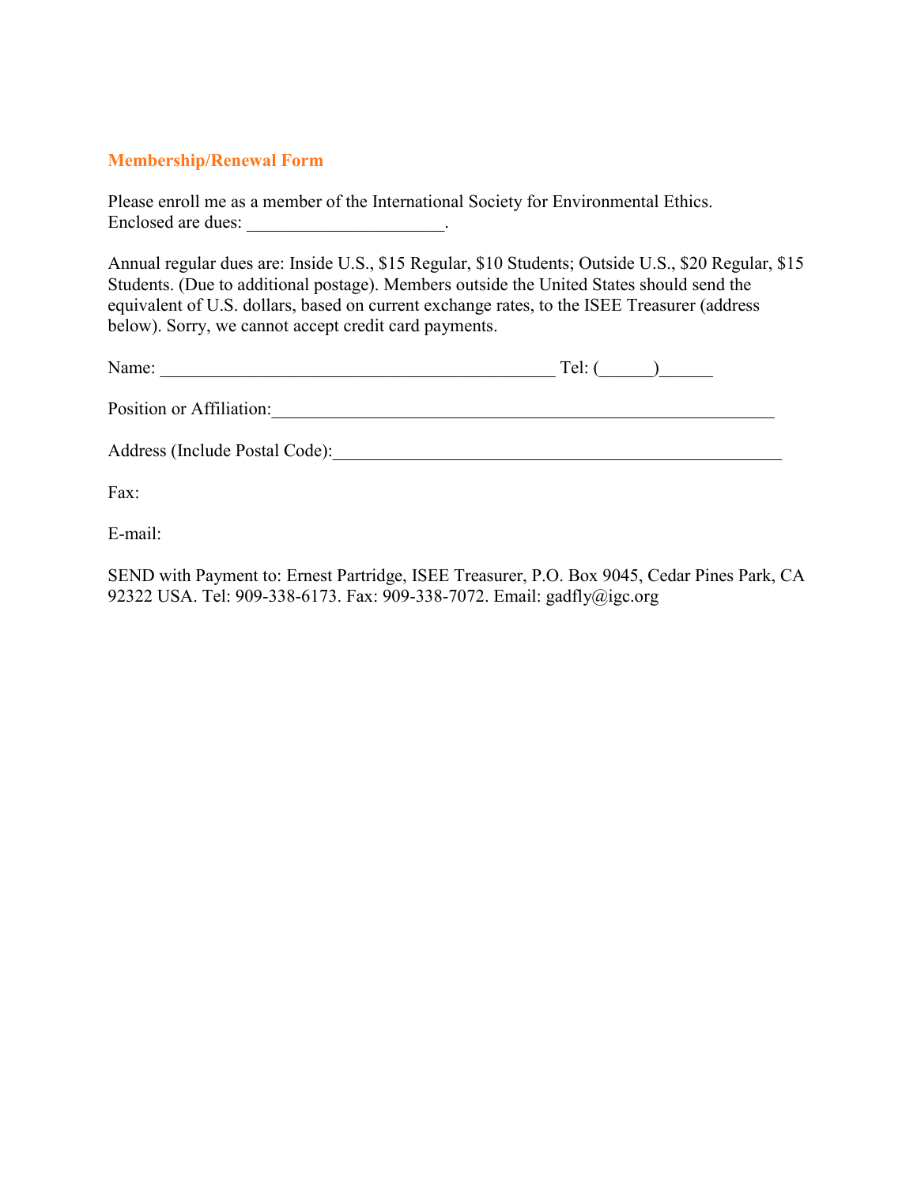## Membership/Renewal Form

Please enroll me as a member of the International Society for Environmental Ethics.
Enclosed are dues: ______________________.

Annual regular dues are: Inside U.S., $15 Regular, $10 Students; Outside U.S., $20 Regular, $15 Students. (Due to additional postage). Members outside the United States should send the equivalent of U.S. dollars, based on current exchange rates, to the ISEE Treasurer (address below). Sorry, we cannot accept credit card payments.

Name: _____________________________________________ Tel: (______)______

Position or Affiliation:__________________________________________________________

Address (Include Postal Code):___________________________________________________

Fax:

E-mail:

SEND with Payment to: Ernest Partridge, ISEE Treasurer, P.O. Box 9045, Cedar Pines Park, CA 92322 USA. Tel: 909-338-6173. Fax: 909-338-7072. Email: gadfly@igc.org